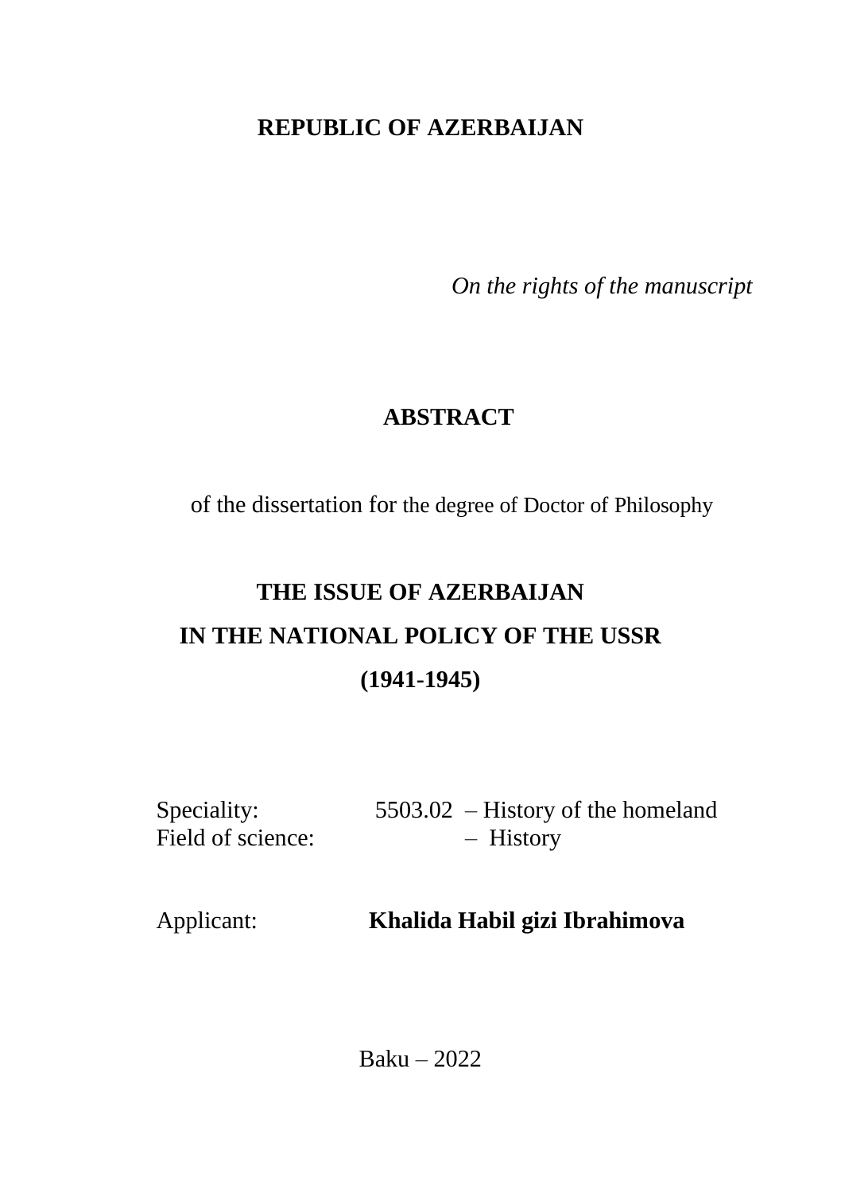**REPUBLIC OF AZERBAIJAN**

*On the rights of the manuscript*

# ABSTRACT

of the dissertation for the degree of Doctor of Philosophy

# THE ISSUE OF AZERBAIJAN IN THE NATIONAL POLICY OF THE USSR (1941-1945)

Speciality: 5503.02 – History of the homeland
Field of science: – History

Applicant: **Khalida Habil gizi Ibrahimova**

Baku – 2022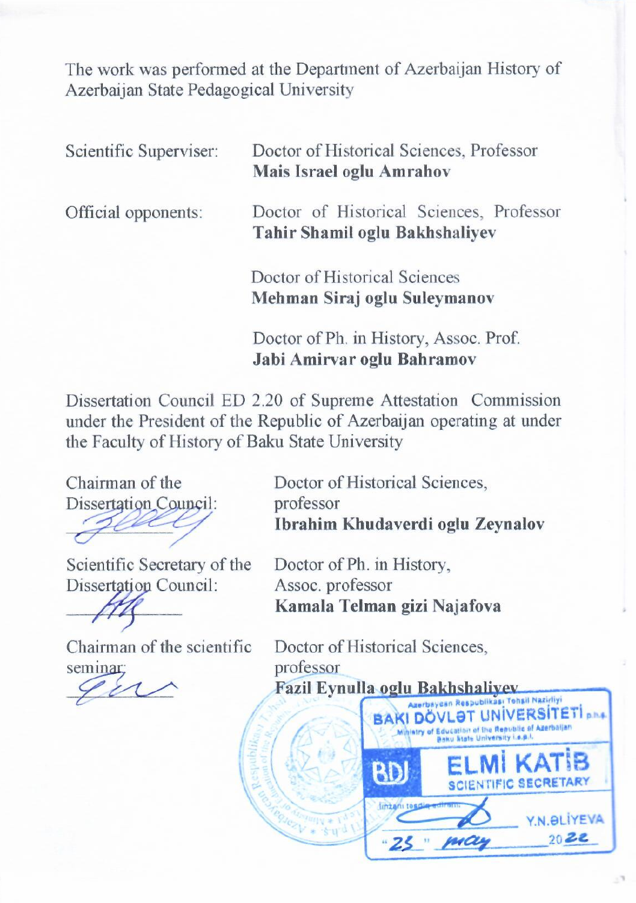The work was performed at the Department of Azerbaijan History of Azerbaijan State Pedagogical University

| | |
|---|---|
| Scientific Superviser: | Doctor of Historical Sciences, Professor **Mais Israel oglu Amrahov** |
| Official opponents: | Doctor of Historical Sciences, Professor **Tahir Shamil oglu Bakhshaliyev** |
| | Doctor of Historical Sciences **Mehman Siraj oglu Suleymanov** |
| | Doctor of Ph. in History, Assoc. Prof. **Jabi Amirvar oglu Bahramov** |

Dissertation Council ED 2.20 of Supreme Attestation Commission under the President of the Republic of Azerbaijan operating at under the Faculty of History of Baku State University

| | |
|---|---|
| Chairman of the Dissertation Council: | Doctor of Historical Sciences, professor **Ibrahim Khudaverdi oglu Zeynalov** |
| Scientific Secretary of the Dissertation Council: | Doctor of Ph. in History, Assoc. professor **Kamala Telman gizi Najafova** |
| Chairman of the scientific seminar: | Doctor of Historical Sciences, professor **Fazil Eynulla oglu Bakhshaliyev** |

Azərbaycan Respublikası Təhsil Nazirliyi
BAKI DÖVLƏT UNİVERSİTETİ p.h.ş.
Ministry of Education of the Republic of Azerbaijan
Baku State University l.e.p.l.
BDU
ELMİ KATİB
SCIENTIFIC SECRETARY
İmzanı təsdiq edirəm:
Y.N.ƏLİYEVA
"25" may 2022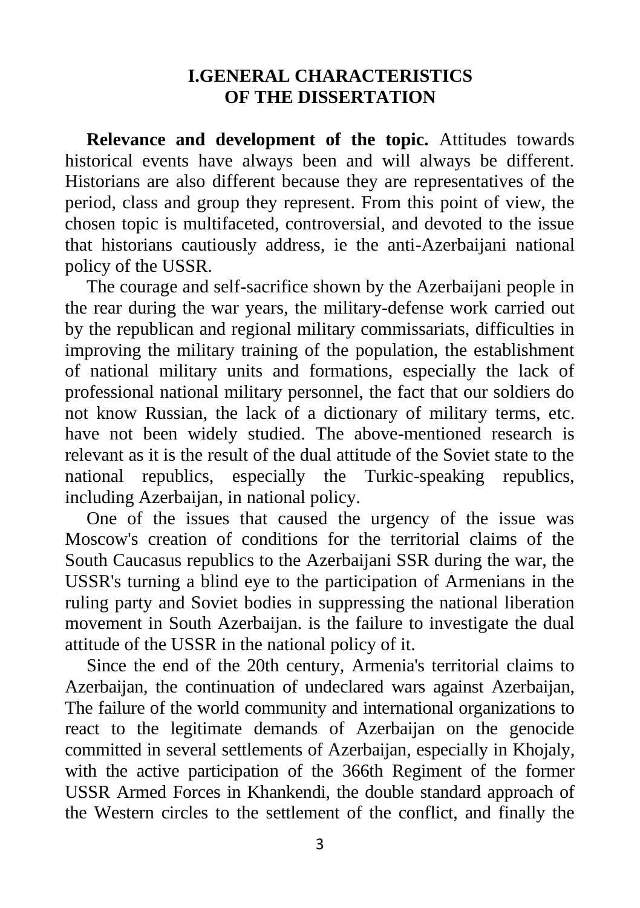# I.GENERAL CHARACTERISTICS OF THE DISSERTATION

**Relevance and development of the topic.** Attitudes towards historical events have always been and will always be different. Historians are also different because they are representatives of the period, class and group they represent. From this point of view, the chosen topic is multifaceted, controversial, and devoted to the issue that historians cautiously address, ie the anti-Azerbaijani national policy of the USSR.

The courage and self-sacrifice shown by the Azerbaijani people in the rear during the war years, the military-defense work carried out by the republican and regional military commissariats, difficulties in improving the military training of the population, the establishment of national military units and formations, especially the lack of professional national military personnel, the fact that our soldiers do not know Russian, the lack of a dictionary of military terms, etc. have not been widely studied. The above-mentioned research is relevant as it is the result of the dual attitude of the Soviet state to the national republics, especially the Turkic-speaking republics, including Azerbaijan, in national policy.

One of the issues that caused the urgency of the issue was Moscow's creation of conditions for the territorial claims of the South Caucasus republics to the Azerbaijani SSR during the war, the USSR's turning a blind eye to the participation of Armenians in the ruling party and Soviet bodies in suppressing the national liberation movement in South Azerbaijan. is the failure to investigate the dual attitude of the USSR in the national policy of it.

Since the end of the 20th century, Armenia's territorial claims to Azerbaijan, the continuation of undeclared wars against Azerbaijan, The failure of the world community and international organizations to react to the legitimate demands of Azerbaijan on the genocide committed in several settlements of Azerbaijan, especially in Khojaly, with the active participation of the 366th Regiment of the former USSR Armed Forces in Khankendi, the double standard approach of the Western circles to the settlement of the conflict, and finally the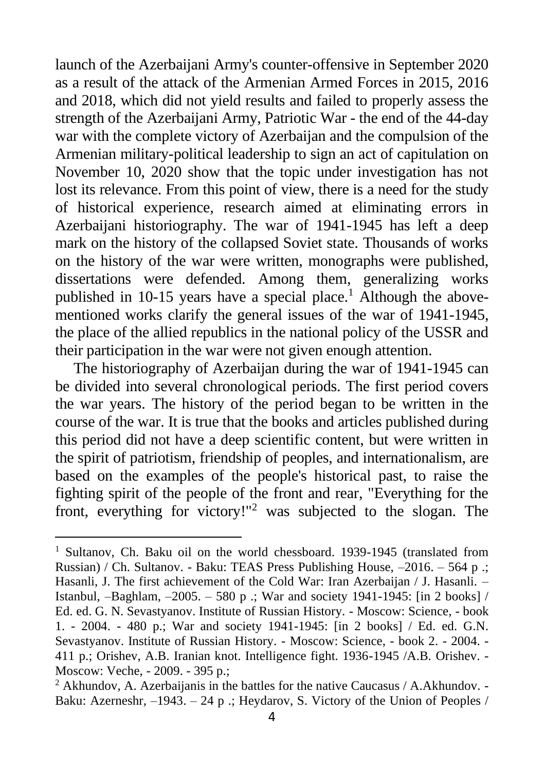launch of the Azerbaijani Army's counter-offensive in September 2020 as a result of the attack of the Armenian Armed Forces in 2015, 2016 and 2018, which did not yield results and failed to properly assess the strength of the Azerbaijani Army, Patriotic War - the end of the 44-day war with the complete victory of Azerbaijan and the compulsion of the Armenian military-political leadership to sign an act of capitulation on November 10, 2020 show that the topic under investigation has not lost its relevance. From this point of view, there is a need for the study of historical experience, research aimed at eliminating errors in Azerbaijani historiography. The war of 1941-1945 has left a deep mark on the history of the collapsed Soviet state. Thousands of works on the history of the war were written, monographs were published, dissertations were defended. Among them, generalizing works published in 10-15 years have a special place.[1] Although the above-mentioned works clarify the general issues of the war of 1941-1945, the place of the allied republics in the national policy of the USSR and their participation in the war were not given enough attention.

The historiography of Azerbaijan during the war of 1941-1945 can be divided into several chronological periods. The first period covers the war years. The history of the period began to be written in the course of the war. It is true that the books and articles published during this period did not have a deep scientific content, but were written in the spirit of patriotism, friendship of peoples, and internationalism, are based on the examples of the people's historical past, to raise the fighting spirit of the people of the front and rear, "Everything for the front, everything for victory!"[2] was subjected to the slogan. The

---

[1] Sultanov, Ch. Baku oil on the world chessboard. 1939-1945 (translated from Russian) / Ch. Sultanov. - Baku: TEAS Press Publishing House, –2016. – 564 p .; Hasanli, J. The first achievement of the Cold War: Iran Azerbaijan / J. Hasanli. – Istanbul, –Baghlam, –2005. – 580 p .; War and society 1941-1945: [in 2 books] / Ed. ed. G. N. Sevastyanov. Institute of Russian History. - Moscow: Science, - book 1. - 2004. - 480 p.; War and society 1941-1945: [in 2 books] / Ed. ed. G.N. Sevastyanov. Institute of Russian History. - Moscow: Science, - book 2. - 2004. - 411 p.; Orishev, A.B. Iranian knot. Intelligence fight. 1936-1945 /A.B. Orishev. - Moscow: Veche, - 2009. - 395 p.;

[2] Akhundov, A. Azerbaijanis in the battles for the native Caucasus / A.Akhundov. - Baku: Azerneshr, –1943. – 24 p .; Heydarov, S. Victory of the Union of Peoples /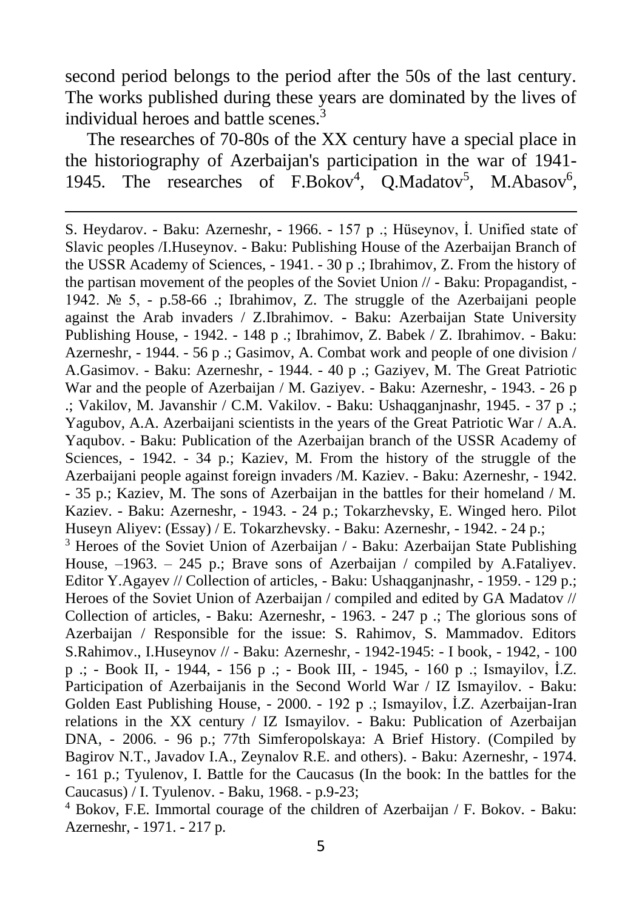second period belongs to the period after the 50s of the last century. The works published during these years are dominated by the lives of individual heroes and battle scenes.[3]

The researches of 70-80s of the XX century have a special place in the historiography of Azerbaijan's participation in the war of 1941-1945. The researches of F.Bokov[4], Q.Madatov[5], M.Abasov[6],

---

S. Heydarov. - Baku: Azerneshr, - 1966. - 157 p .; Hüseynov, İ. Unified state of Slavic peoples /I.Huseynov. - Baku: Publishing House of the Azerbaijan Branch of the USSR Academy of Sciences, - 1941. - 30 p .; Ibrahimov, Z. From the history of the partisan movement of the peoples of the Soviet Union // - Baku: Propagandist, - 1942. № 5, - p.58-66 .; Ibrahimov, Z. The struggle of the Azerbaijani people against the Arab invaders / Z.Ibrahimov. - Baku: Azerbaijan State University Publishing House, - 1942. - 148 p .; Ibrahimov, Z. Babek / Z. Ibrahimov. - Baku: Azerneshr, - 1944. - 56 p .; Gasimov, A. Combat work and people of one division / A.Gasimov. - Baku: Azerneshr, - 1944. - 40 p .; Gaziyev, M. The Great Patriotic War and the people of Azerbaijan / M. Gaziyev. - Baku: Azerneshr, - 1943. - 26 p .; Vakilov, M. Javanshir / C.M. Vakilov. - Baku: Ushaqganjnashr, 1945. - 37 p .; Yagubov, A.A. Azerbaijani scientists in the years of the Great Patriotic War / A.A. Yaqubov. - Baku: Publication of the Azerbaijan branch of the USSR Academy of Sciences, - 1942. - 34 p.; Kaziev, M. From the history of the struggle of the Azerbaijani people against foreign invaders /M. Kaziev. - Baku: Azerneshr, - 1942. - 35 p.; Kaziev, M. The sons of Azerbaijan in the battles for their homeland / M. Kaziev. - Baku: Azerneshr, - 1943. - 24 p.; Tokarzhevsky, E. Winged hero. Pilot Huseyn Aliyev: (Essay) / E. Tokarzhevsky. - Baku: Azerneshr, - 1942. - 24 p.;

[3] Heroes of the Soviet Union of Azerbaijan / - Baku: Azerbaijan State Publishing House, –1963. – 245 p.; Brave sons of Azerbaijan / compiled by A.Fataliyev. Editor Y.Agayev // Collection of articles, - Baku: Ushaqganjnashr, - 1959. - 129 p.; Heroes of the Soviet Union of Azerbaijan / compiled and edited by GA Madatov // Collection of articles, - Baku: Azerneshr, - 1963. - 247 p .; The glorious sons of Azerbaijan / Responsible for the issue: S. Rahimov, S. Mammadov. Editors S.Rahimov., I.Huseynov // - Baku: Azerneshr, - 1942-1945: - I book, - 1942, - 100 p .; - Book II, - 1944, - 156 p .; - Book III, - 1945, - 160 p .; Ismayilov, İ.Z. Participation of Azerbaijanis in the Second World War / IZ Ismayilov. - Baku: Golden East Publishing House, - 2000. - 192 p .; Ismayilov, İ.Z. Azerbaijan-Iran relations in the XX century / IZ Ismayilov. - Baku: Publication of Azerbaijan DNA, - 2006. - 96 p.; 77th Simferopolskaya: A Brief History. (Compiled by Bagirov N.T., Javadov I.A., Zeynalov R.E. and others). - Baku: Azerneshr, - 1974. - 161 p.; Tyulenov, I. Battle for the Caucasus (In the book: In the battles for the Caucasus) / I. Tyulenov. - Baku, 1968. - p.9-23;

[4] Bokov, F.E. Immortal courage of the children of Azerbaijan / F. Bokov. - Baku: Azerneshr, - 1971. - 217 p.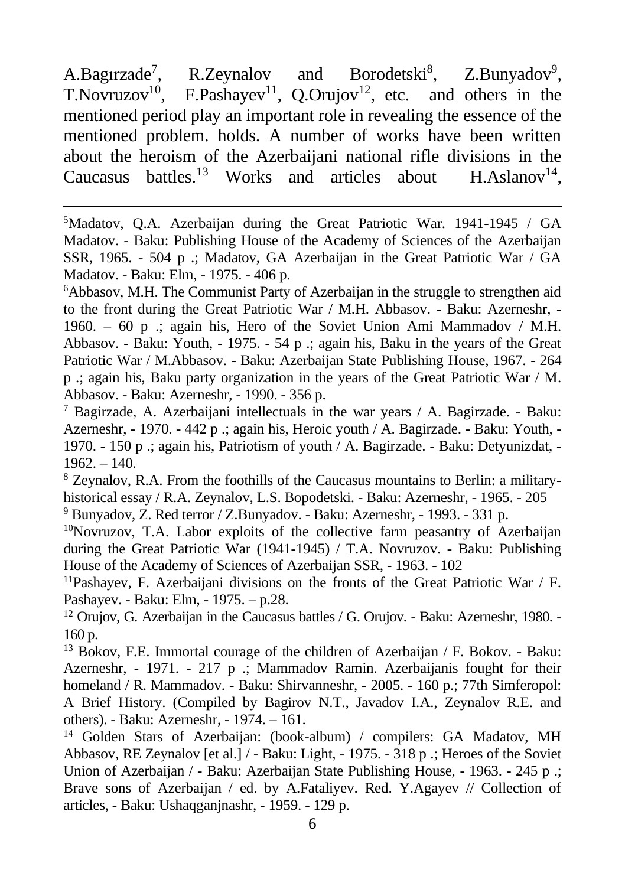A.Bagırzade[7], R.Zeynalov and Borodetski[8], Z.Bunyadov[9], T.Novruzov[10], F.Pashayev[11], Q.Orujov[12], etc. and others in the mentioned period play an important role in revealing the essence of the mentioned problem. holds. A number of works have been written about the heroism of the Azerbaijani national rifle divisions in the Caucasus battles.[13] Works and articles about H.Aslanov[14],

---

[5]Madatov, Q.A. Azerbaijan during the Great Patriotic War. 1941-1945 / GA Madatov. - Baku: Publishing House of the Academy of Sciences of the Azerbaijan SSR, 1965. - 504 p .; Madatov, GA Azerbaijan in the Great Patriotic War / GA Madatov. - Baku: Elm, - 1975. - 406 p.

[6]Abbasov, M.H. The Communist Party of Azerbaijan in the struggle to strengthen aid to the front during the Great Patriotic War / M.H. Abbasov. - Baku: Azerneshr, - 1960. – 60 p .; again his, Hero of the Soviet Union Ami Mammadov / M.H. Abbasov. - Baku: Youth, - 1975. - 54 p .; again his, Baku in the years of the Great Patriotic War / M.Abbasov. - Baku: Azerbaijan State Publishing House, 1967. - 264 p .; again his, Baku party organization in the years of the Great Patriotic War / M. Abbasov. - Baku: Azerneshr, - 1990. - 356 p.

[7] Bagirzade, A. Azerbaijani intellectuals in the war years / A. Bagirzade. - Baku: Azerneshr, - 1970. - 442 p .; again his, Heroic youth / A. Bagirzade. - Baku: Youth, - 1970. - 150 p .; again his, Patriotism of youth / A. Bagirzade. - Baku: Detyunizdat, - 1962. – 140.

[8] Zeynalov, R.A. From the foothills of the Caucasus mountains to Berlin: a military-historical essay / R.A. Zeynalov, L.S. Bopodetski. - Baku: Azerneshr, - 1965. - 205

[9] Bunyadov, Z. Red terror / Z.Bunyadov. - Baku: Azerneshr, - 1993. - 331 p.

[10]Novruzov, T.A. Labor exploits of the collective farm peasantry of Azerbaijan during the Great Patriotic War (1941-1945) / T.A. Novruzov. - Baku: Publishing House of the Academy of Sciences of Azerbaijan SSR, - 1963. - 102

[11]Pashayev, F. Azerbaijani divisions on the fronts of the Great Patriotic War / F. Pashayev. - Baku: Elm, - 1975. – p.28.

[12] Orujov, G. Azerbaijan in the Caucasus battles / G. Orujov. - Baku: Azerneshr, 1980. - 160 p.

[13] Bokov, F.E. Immortal courage of the children of Azerbaijan / F. Bokov. - Baku: Azerneshr, - 1971. - 217 p .; Mammadov Ramin. Azerbaijanis fought for their homeland / R. Mammadov. - Baku: Shirvanneshr, - 2005. - 160 p.; 77th Simferopol: A Brief History. (Compiled by Bagirov N.T., Javadov I.A., Zeynalov R.E. and others). - Baku: Azerneshr, - 1974. – 161.

[14] Golden Stars of Azerbaijan: (book-album) / compilers: GA Madatov, MH Abbasov, RE Zeynalov [et al.] / - Baku: Light, - 1975. - 318 p .; Heroes of the Soviet Union of Azerbaijan / - Baku: Azerbaijan State Publishing House, - 1963. - 245 p .; Brave sons of Azerbaijan / ed. by A.Fataliyev. Red. Y.Agayev // Collection of articles, - Baku: Ushaqganjnashr, - 1959. - 129 p.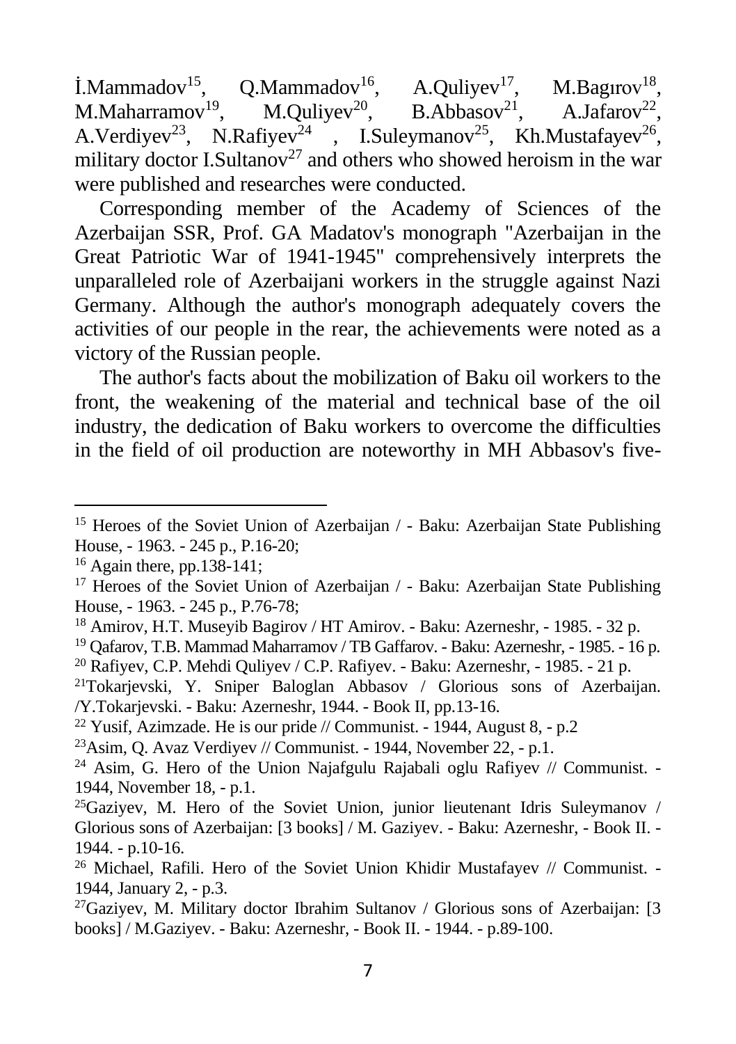İ.Mammadov[15], Q.Mammadov[16], A.Quliyev[17], M.Bagırov[18], M.Maharramov[19], M.Quliyev[20], B.Abbasov[21], A.Jafarov[22], A.Verdiyev[23], N.Rafiyev[24] , I.Suleymanov[25], Kh.Mustafayev[26], military doctor I.Sultanov[27] and others who showed heroism in the war were published and researches were conducted.

Corresponding member of the Academy of Sciences of the Azerbaijan SSR, Prof. GA Madatov's monograph "Azerbaijan in the Great Patriotic War of 1941-1945" comprehensively interprets the unparalleled role of Azerbaijani workers in the struggle against Nazi Germany. Although the author's monograph adequately covers the activities of our people in the rear, the achievements were noted as a victory of the Russian people.

The author's facts about the mobilization of Baku oil workers to the front, the weakening of the material and technical base of the oil industry, the dedication of Baku workers to overcome the difficulties in the field of oil production are noteworthy in MH Abbasov's five-

---

[15] Heroes of the Soviet Union of Azerbaijan / - Baku: Azerbaijan State Publishing House, - 1963. - 245 p., P.16-20;

[16] Again there, pp.138-141;

[17] Heroes of the Soviet Union of Azerbaijan / - Baku: Azerbaijan State Publishing House, - 1963. - 245 p., P.76-78;

[18] Amirov, H.T. Museyib Bagirov / HT Amirov. - Baku: Azerneshr, - 1985. - 32 p.

[19] Qafarov, T.B. Mammad Maharramov / TB Gaffarov. - Baku: Azerneshr, - 1985. - 16 p.

[20] Rafiyev, C.P. Mehdi Quliyev / C.P. Rafiyev. - Baku: Azerneshr, - 1985. - 21 p.

[21] Tokarjevski, Y. Sniper Baloglan Abbasov / Glorious sons of Azerbaijan. /Y.Tokarjevski. - Baku: Azerneshr, 1944. - Book II, pp.13-16.

[22] Yusif, Azimzade. He is our pride // Communist. - 1944, August 8, - p.2

[23] Asim, Q. Avaz Verdiyev // Communist. - 1944, November 22, - p.1.

[24] Asim, G. Hero of the Union Najafgulu Rajabali oglu Rafiyev // Communist. - 1944, November 18, - p.1.

[25] Gaziyev, M. Hero of the Soviet Union, junior lieutenant Idris Suleymanov / Glorious sons of Azerbaijan: [3 books] / M. Gaziyev. - Baku: Azerneshr, - Book II. - 1944. - p.10-16.

[26] Michael, Rafili. Hero of the Soviet Union Khidir Mustafayev // Communist. - 1944, January 2, - p.3.

[27] Gaziyev, M. Military doctor Ibrahim Sultanov / Glorious sons of Azerbaijan: [3 books] / M.Gaziyev. - Baku: Azerneshr, - Book II. - 1944. - p.89-100.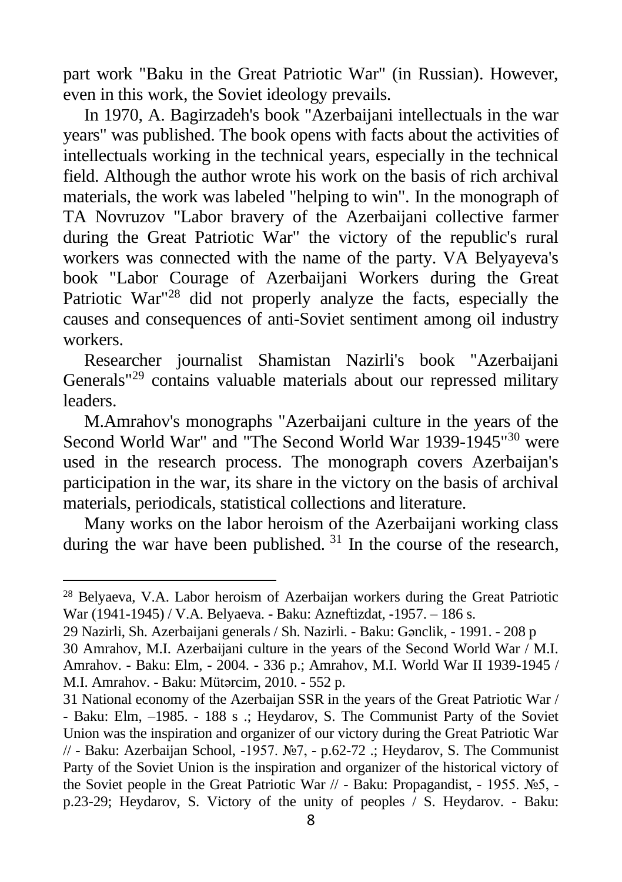part work "Baku in the Great Patriotic War" (in Russian). However, even in this work, the Soviet ideology prevails.

In 1970, A. Bagirzadeh's book "Azerbaijani intellectuals in the war years" was published. The book opens with facts about the activities of intellectuals working in the technical years, especially in the technical field. Although the author wrote his work on the basis of rich archival materials, the work was labeled "helping to win". In the monograph of TA Novruzov "Labor bravery of the Azerbaijani collective farmer during the Great Patriotic War" the victory of the republic's rural workers was connected with the name of the party. VA Belyayeva's book "Labor Courage of Azerbaijani Workers during the Great Patriotic War"[28] did not properly analyze the facts, especially the causes and consequences of anti-Soviet sentiment among oil industry workers.

Researcher journalist Shamistan Nazirli's book "Azerbaijani Generals"[29] contains valuable materials about our repressed military leaders.

M.Amrahov's monographs "Azerbaijani culture in the years of the Second World War" and "The Second World War 1939-1945"[30] were used in the research process. The monograph covers Azerbaijan's participation in the war, its share in the victory on the basis of archival materials, periodicals, statistical collections and literature.

Many works on the labor heroism of the Azerbaijani working class during the war have been published. [31] In the course of the research,

---

[28] Belyaeva, V.A. Labor heroism of Azerbaijan workers during the Great Patriotic War (1941-1945) / V.A. Belyaeva. - Baku: Azneftizdat, -1957. – 186 s.

29 Nazirli, Sh. Azerbaijani generals / Sh. Nazirli. - Baku: Gənclik, - 1991. - 208 p

30 Amrahov, M.I. Azerbaijani culture in the years of the Second World War / M.I. Amrahov. - Baku: Elm, - 2004. - 336 p.; Amrahov, M.I. World War II 1939-1945 / M.I. Amrahov. - Baku: Mütərcim, 2010. - 552 p.

31 National economy of the Azerbaijan SSR in the years of the Great Patriotic War / - Baku: Elm, –1985. - 188 s .; Heydarov, S. The Communist Party of the Soviet Union was the inspiration and organizer of our victory during the Great Patriotic War // - Baku: Azerbaijan School, -1957. №7, - p.62-72 .; Heydarov, S. The Communist Party of the Soviet Union is the inspiration and organizer of the historical victory of the Soviet people in the Great Patriotic War // - Baku: Propagandist, - 1955. №5, - p.23-29; Heydarov, S. Victory of the unity of peoples / S. Heydarov. - Baku: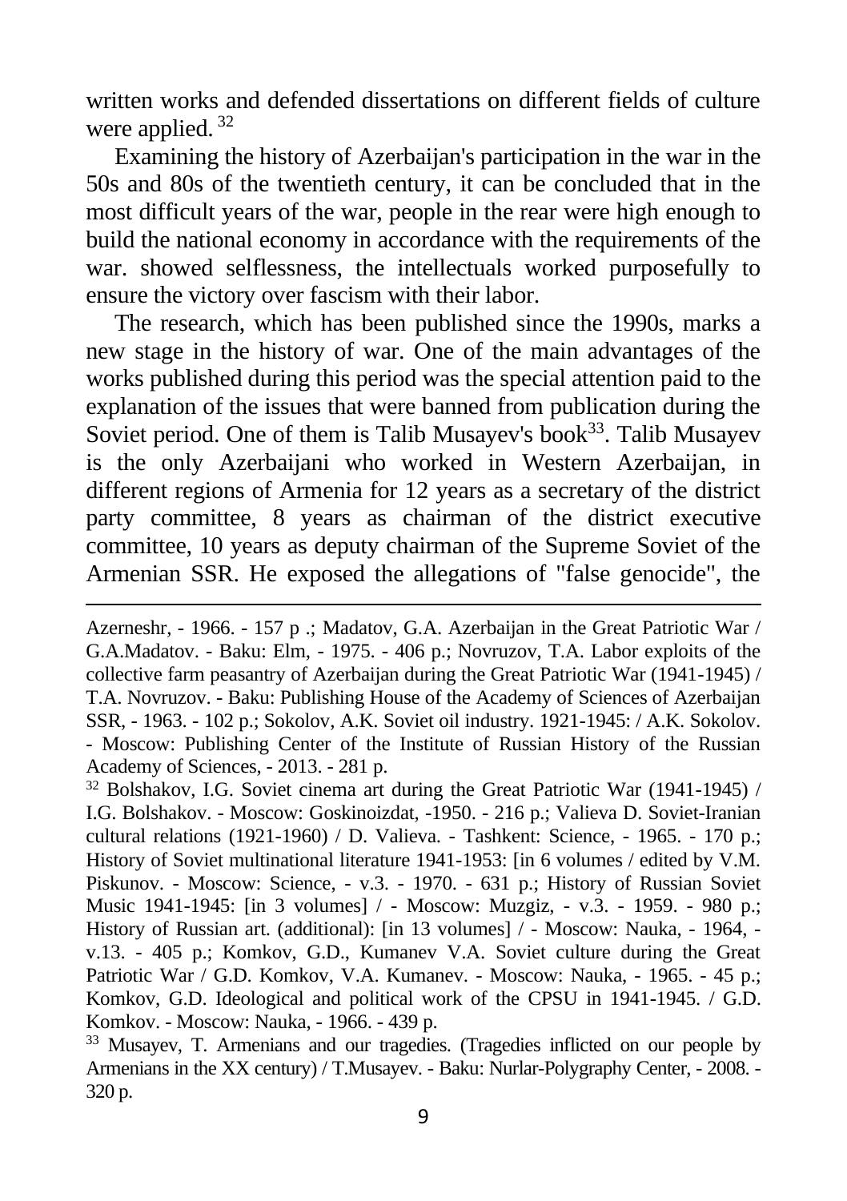written works and defended dissertations on different fields of culture were applied.[32]

Examining the history of Azerbaijan's participation in the war in the 50s and 80s of the twentieth century, it can be concluded that in the most difficult years of the war, people in the rear were high enough to build the national economy in accordance with the requirements of the war. showed selflessness, the intellectuals worked purposefully to ensure the victory over fascism with their labor.

The research, which has been published since the 1990s, marks a new stage in the history of war. One of the main advantages of the works published during this period was the special attention paid to the explanation of the issues that were banned from publication during the Soviet period. One of them is Talib Musayev's book[33]. Talib Musayev is the only Azerbaijani who worked in Western Azerbaijan, in different regions of Armenia for 12 years as a secretary of the district party committee, 8 years as chairman of the district executive committee, 10 years as deputy chairman of the Supreme Soviet of the Armenian SSR. He exposed the allegations of "false genocide", the

---

Azerneshr, - 1966. - 157 p .; Madatov, G.A. Azerbaijan in the Great Patriotic War / G.A.Madatov. - Baku: Elm, - 1975. - 406 p.; Novruzov, T.A. Labor exploits of the collective farm peasantry of Azerbaijan during the Great Patriotic War (1941-1945) / T.A. Novruzov. - Baku: Publishing House of the Academy of Sciences of Azerbaijan SSR, - 1963. - 102 p.; Sokolov, A.K. Soviet oil industry. 1921-1945: / A.K. Sokolov. - Moscow: Publishing Center of the Institute of Russian History of the Russian Academy of Sciences, - 2013. - 281 p.

[32] Bolshakov, I.G. Soviet cinema art during the Great Patriotic War (1941-1945) / I.G. Bolshakov. - Moscow: Goskinoizdat, -1950. - 216 p.; Valieva D. Soviet-Iranian cultural relations (1921-1960) / D. Valieva. - Tashkent: Science, - 1965. - 170 p.; History of Soviet multinational literature 1941-1953: [in 6 volumes / edited by V.M. Piskunov. - Moscow: Science, - v.3. - 1970. - 631 p.; History of Russian Soviet Music 1941-1945: [in 3 volumes] / - Moscow: Muzgiz, - v.3. - 1959. - 980 p.; History of Russian art. (additional): [in 13 volumes] / - Moscow: Nauka, - 1964, - v.13. - 405 p.; Komkov, G.D., Kumanev V.A. Soviet culture during the Great Patriotic War / G.D. Komkov, V.A. Kumanev. - Moscow: Nauka, - 1965. - 45 p.; Komkov, G.D. Ideological and political work of the CPSU in 1941-1945. / G.D. Komkov. - Moscow: Nauka, - 1966. - 439 p.

[33] Musayev, T. Armenians and our tragedies. (Tragedies inflicted on our people by Armenians in the XX century) / T.Musayev. - Baku: Nurlar-Polygraphy Center, - 2008. - 320 p.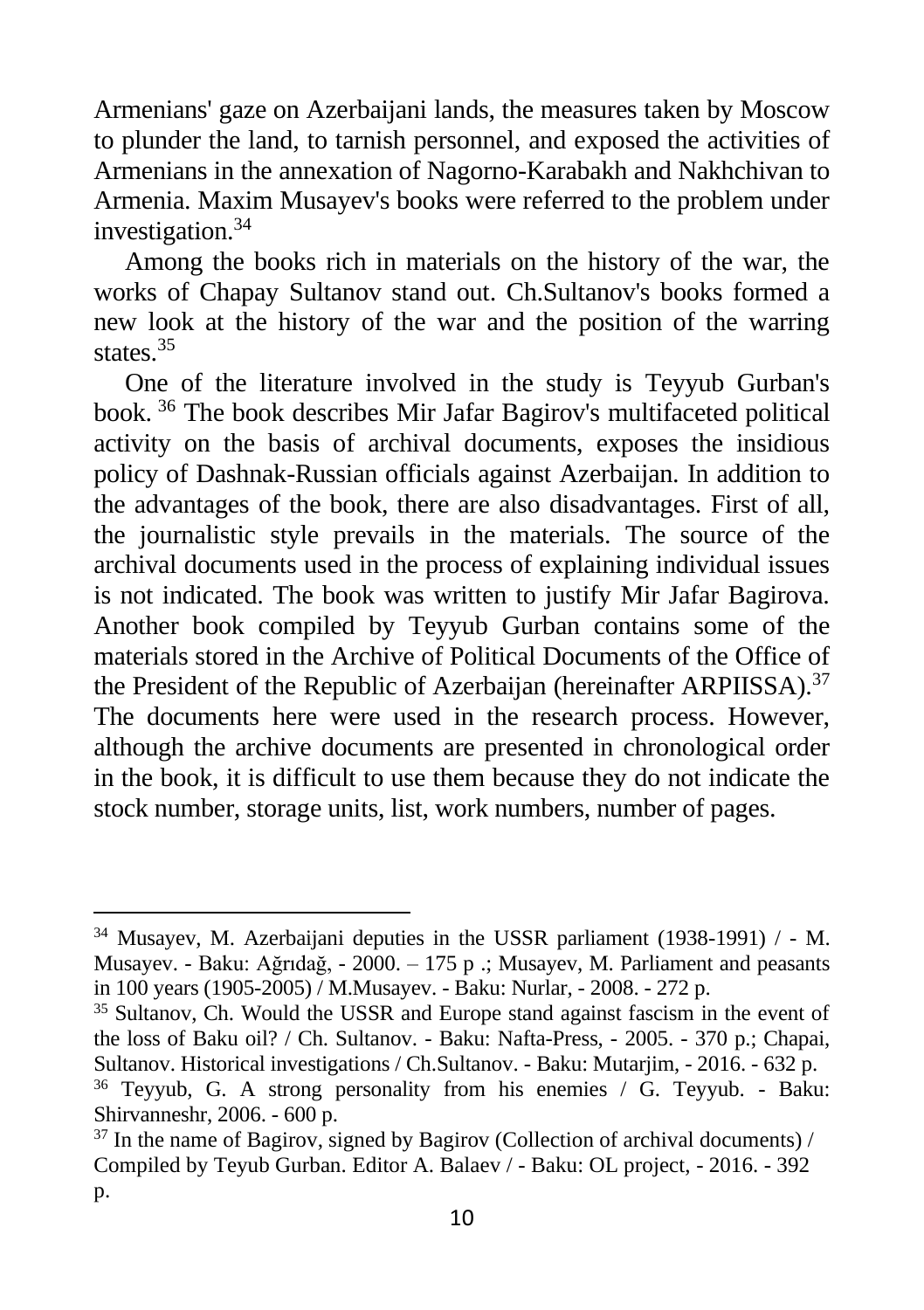Armenians' gaze on Azerbaijani lands, the measures taken by Moscow to plunder the land, to tarnish personnel, and exposed the activities of Armenians in the annexation of Nagorno-Karabakh and Nakhchivan to Armenia. Maxim Musayev's books were referred to the problem under investigation.[34]

Among the books rich in materials on the history of the war, the works of Chapay Sultanov stand out. Ch.Sultanov's books formed a new look at the history of the war and the position of the warring states.[35]

One of the literature involved in the study is Teyyub Gurban's book. [36] The book describes Mir Jafar Bagirov's multifaceted political activity on the basis of archival documents, exposes the insidious policy of Dashnak-Russian officials against Azerbaijan. In addition to the advantages of the book, there are also disadvantages. First of all, the journalistic style prevails in the materials. The source of the archival documents used in the process of explaining individual issues is not indicated. The book was written to justify Mir Jafar Bagirova. Another book compiled by Teyyub Gurban contains some of the materials stored in the Archive of Political Documents of the Office of the President of the Republic of Azerbaijan (hereinafter ARPIISSA).[37] The documents here were used in the research process. However, although the archive documents are presented in chronological order in the book, it is difficult to use them because they do not indicate the stock number, storage units, list, work numbers, number of pages.

---

[34] Musayev, M. Azerbaijani deputies in the USSR parliament (1938-1991) / - M. Musayev. - Baku: Ağrıdağ, - 2000. – 175 p .; Musayev, M. Parliament and peasants in 100 years (1905-2005) / M.Musayev. - Baku: Nurlar, - 2008. - 272 p.

[35] Sultanov, Ch. Would the USSR and Europe stand against fascism in the event of the loss of Baku oil? / Ch. Sultanov. - Baku: Nafta-Press, - 2005. - 370 p.; Chapai, Sultanov. Historical investigations / Ch.Sultanov. - Baku: Mutarjim, - 2016. - 632 p.

[36] Teyyub, G. A strong personality from his enemies / G. Teyyub. - Baku: Shirvanneshr, 2006. - 600 p.

[37] In the name of Bagirov, signed by Bagirov (Collection of archival documents) / Compiled by Teyub Gurban. Editor A. Balaev / - Baku: OL project, - 2016. - 392 p.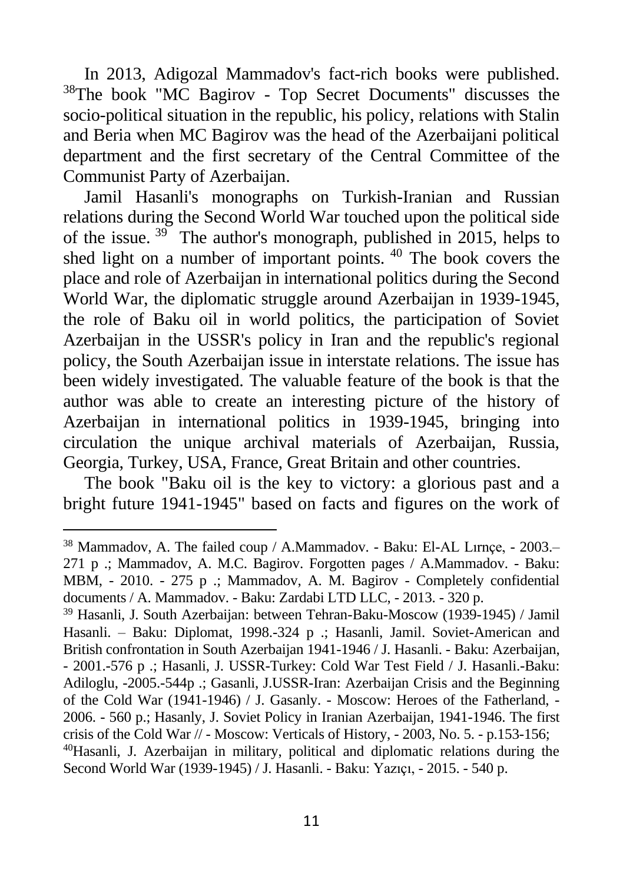In 2013, Adigozal Mammadov's fact-rich books were published. [38]The book "MC Bagirov - Top Secret Documents" discusses the socio-political situation in the republic, his policy, relations with Stalin and Beria when MC Bagirov was the head of the Azerbaijani political department and the first secretary of the Central Committee of the Communist Party of Azerbaijan.

Jamil Hasanli's monographs on Turkish-Iranian and Russian relations during the Second World War touched upon the political side of the issue. [39] The author's monograph, published in 2015, helps to shed light on a number of important points. [40] The book covers the place and role of Azerbaijan in international politics during the Second World War, the diplomatic struggle around Azerbaijan in 1939-1945, the role of Baku oil in world politics, the participation of Soviet Azerbaijan in the USSR's policy in Iran and the republic's regional policy, the South Azerbaijan issue in interstate relations. The issue has been widely investigated. The valuable feature of the book is that the author was able to create an interesting picture of the history of Azerbaijan in international politics in 1939-1945, bringing into circulation the unique archival materials of Azerbaijan, Russia, Georgia, Turkey, USA, France, Great Britain and other countries.

The book "Baku oil is the key to victory: a glorious past and a bright future 1941-1945" based on facts and figures on the work of

---

[38] Mammadov, A. The failed coup / A.Mammadov. - Baku: El-AL Lırnçe, - 2003.– 271 p .; Mammadov, A. M.C. Bagirov. Forgotten pages / A.Mammadov. - Baku: MBM, - 2010. - 275 p .; Mammadov, A. M. Bagirov - Completely confidential documents / A. Mammadov. - Baku: Zardabi LTD LLC, - 2013. - 320 p.

[39] Hasanli, J. South Azerbaijan: between Tehran-Baku-Moscow (1939-1945) / Jamil Hasanli. – Baku: Diplomat, 1998.-324 p .; Hasanli, Jamil. Soviet-American and British confrontation in South Azerbaijan 1941-1946 / J. Hasanli. - Baku: Azerbaijan, - 2001.-576 p .; Hasanli, J. USSR-Turkey: Cold War Test Field / J. Hasanli.-Baku: Adiloglu, -2005.-544p .; Gasanli, J.USSR-Iran: Azerbaijan Crisis and the Beginning of the Cold War (1941-1946) / J. Gasanly. - Moscow: Heroes of the Fatherland, - 2006. - 560 p.; Hasanly, J. Soviet Policy in Iranian Azerbaijan, 1941-1946. The first crisis of the Cold War // - Moscow: Verticals of History, - 2003, No. 5. - p.153-156;

[40]Hasanli, J. Azerbaijan in military, political and diplomatic relations during the Second World War (1939-1945) / J. Hasanli. - Baku: Yazıçı, - 2015. - 540 p.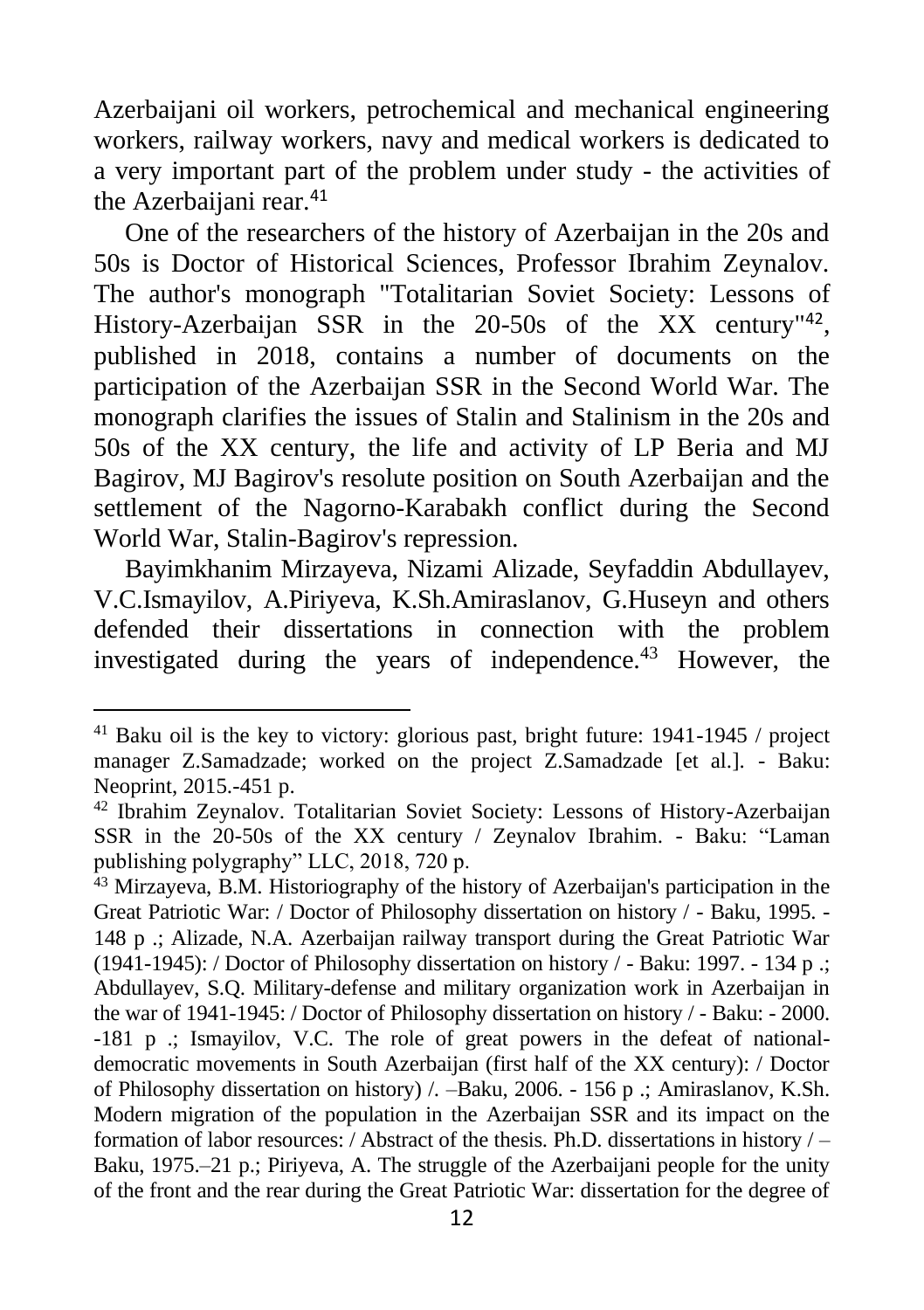Azerbaijani oil workers, petrochemical and mechanical engineering workers, railway workers, navy and medical workers is dedicated to a very important part of the problem under study - the activities of the Azerbaijani rear.[41]

One of the researchers of the history of Azerbaijan in the 20s and 50s is Doctor of Historical Sciences, Professor Ibrahim Zeynalov. The author's monograph "Totalitarian Soviet Society: Lessons of History-Azerbaijan SSR in the 20-50s of the XX century"[42], published in 2018, contains a number of documents on the participation of the Azerbaijan SSR in the Second World War. The monograph clarifies the issues of Stalin and Stalinism in the 20s and 50s of the XX century, the life and activity of LP Beria and MJ Bagirov, MJ Bagirov's resolute position on South Azerbaijan and the settlement of the Nagorno-Karabakh conflict during the Second World War, Stalin-Bagirov's repression.

Bayimkhanim Mirzayeva, Nizami Alizade, Seyfaddin Abdullayev, V.C.Ismayilov, A.Piriyeva, K.Sh.Amiraslanov, G.Huseyn and others defended their dissertations in connection with the problem investigated during the years of independence.[43] However, the

---

[41] Baku oil is the key to victory: glorious past, bright future: 1941-1945 / project manager Z.Samadzade; worked on the project Z.Samadzade [et al.]. - Baku: Neoprint, 2015.-451 p.

[42] Ibrahim Zeynalov. Totalitarian Soviet Society: Lessons of History-Azerbaijan SSR in the 20-50s of the XX century / Zeynalov Ibrahim. - Baku: "Laman publishing polygraphy" LLC, 2018, 720 p.

[43] Mirzayeva, B.M. Historiography of the history of Azerbaijan's participation in the Great Patriotic War: / Doctor of Philosophy dissertation on history / - Baku, 1995. - 148 p .; Alizade, N.A. Azerbaijan railway transport during the Great Patriotic War (1941-1945): / Doctor of Philosophy dissertation on history / - Baku: 1997. - 134 p .; Abdullayev, S.Q. Military-defense and military organization work in Azerbaijan in the war of 1941-1945: / Doctor of Philosophy dissertation on history / - Baku: - 2000. -181 p .; Ismayilov, V.C. The role of great powers in the defeat of national-democratic movements in South Azerbaijan (first half of the XX century): / Doctor of Philosophy dissertation on history) /. –Baku, 2006. - 156 p .; Amiraslanov, K.Sh. Modern migration of the population in the Azerbaijan SSR and its impact on the formation of labor resources: / Abstract of the thesis. Ph.D. dissertations in history / – Baku, 1975.–21 p.; Piriyeva, A. The struggle of the Azerbaijani people for the unity of the front and the rear during the Great Patriotic War: dissertation for the degree of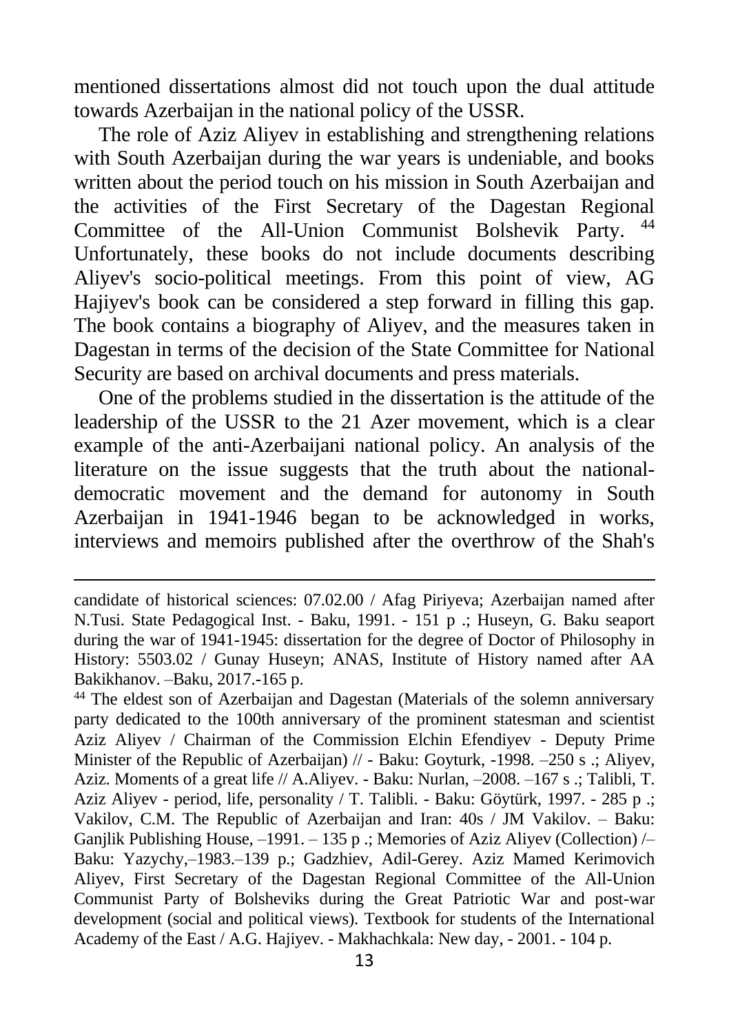mentioned dissertations almost did not touch upon the dual attitude towards Azerbaijan in the national policy of the USSR.

The role of Aziz Aliyev in establishing and strengthening relations with South Azerbaijan during the war years is undeniable, and books written about the period touch on his mission in South Azerbaijan and the activities of the First Secretary of the Dagestan Regional Committee of the All-Union Communist Bolshevik Party. [44] Unfortunately, these books do not include documents describing Aliyev's socio-political meetings. From this point of view, AG Hajiyev's book can be considered a step forward in filling this gap. The book contains a biography of Aliyev, and the measures taken in Dagestan in terms of the decision of the State Committee for National Security are based on archival documents and press materials.

One of the problems studied in the dissertation is the attitude of the leadership of the USSR to the 21 Azer movement, which is a clear example of the anti-Azerbaijani national policy. An analysis of the literature on the issue suggests that the truth about the national-democratic movement and the demand for autonomy in South Azerbaijan in 1941-1946 began to be acknowledged in works, interviews and memoirs published after the overthrow of the Shah's

---

candidate of historical sciences: 07.02.00 / Afag Piriyeva; Azerbaijan named after N.Tusi. State Pedagogical Inst. - Baku, 1991. - 151 p .; Huseyn, G. Baku seaport during the war of 1941-1945: dissertation for the degree of Doctor of Philosophy in History: 5503.02 / Gunay Huseyn; ANAS, Institute of History named after AA Bakikhanov. –Baku, 2017.-165 p.

[44] The eldest son of Azerbaijan and Dagestan (Materials of the solemn anniversary party dedicated to the 100th anniversary of the prominent statesman and scientist Aziz Aliyev / Chairman of the Commission Elchin Efendiyev - Deputy Prime Minister of the Republic of Azerbaijan) // - Baku: Goyturk, -1998. –250 s .; Aliyev, Aziz. Moments of a great life // A.Aliyev. - Baku: Nurlan, –2008. –167 s .; Talibli, T. Aziz Aliyev - period, life, personality / T. Talibli. - Baku: Göytürk, 1997. - 285 p .; Vakilov, C.M. The Republic of Azerbaijan and Iran: 40s / JM Vakilov. – Baku: Ganjlik Publishing House, –1991. – 135 p .; Memories of Aziz Aliyev (Collection) /– Baku: Yazychy,–1983.–139 p.; Gadzhiev, Adil-Gerey. Aziz Mamed Kerimovich Aliyev, First Secretary of the Dagestan Regional Committee of the All-Union Communist Party of Bolsheviks during the Great Patriotic War and post-war development (social and political views). Textbook for students of the International Academy of the East / A.G. Hajiyev. - Makhachkala: New day, - 2001. - 104 p.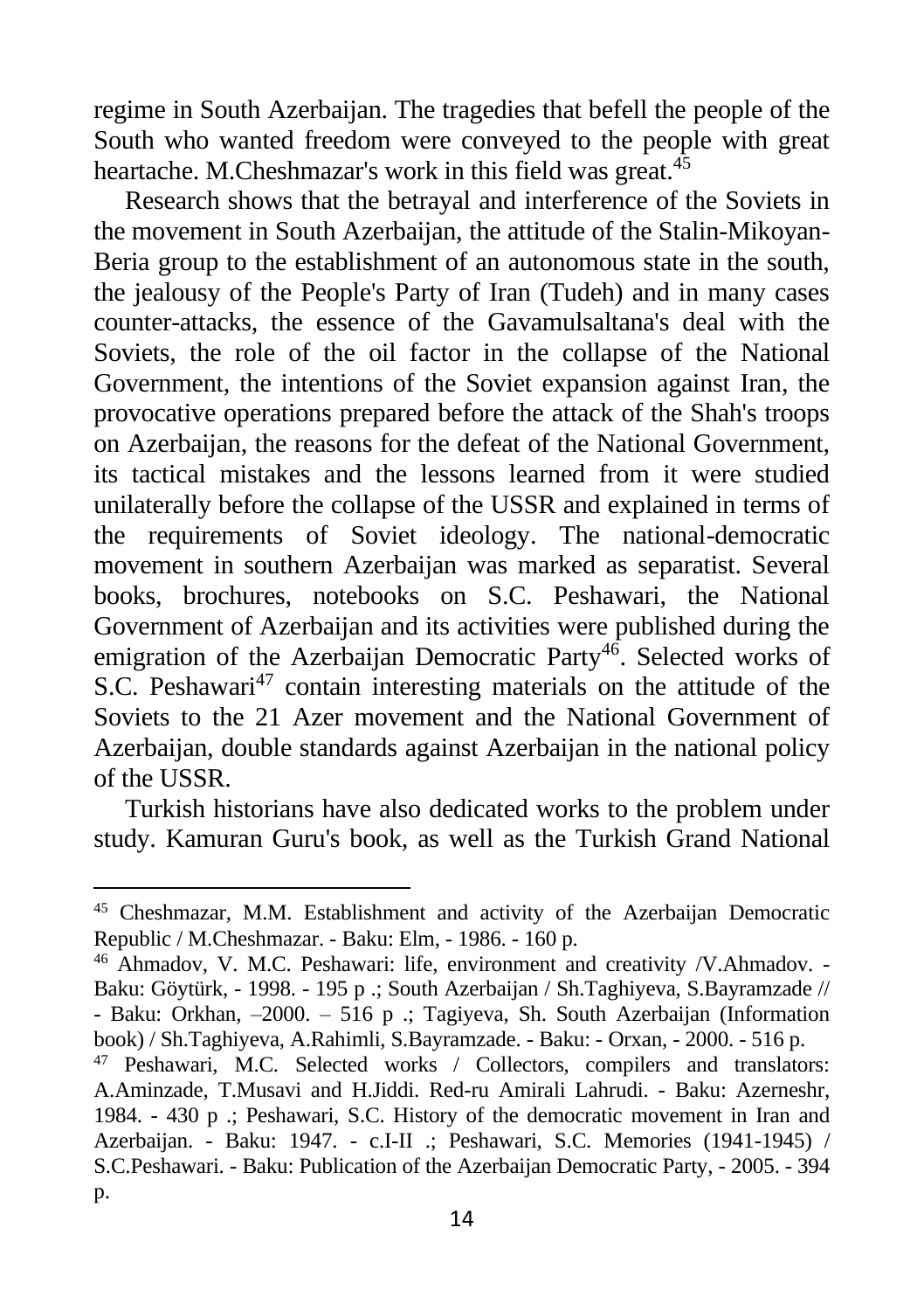regime in South Azerbaijan. The tragedies that befell the people of the South who wanted freedom were conveyed to the people with great heartache. M.Cheshmazar's work in this field was great.[45]

Research shows that the betrayal and interference of the Soviets in the movement in South Azerbaijan, the attitude of the Stalin-Mikoyan-Beria group to the establishment of an autonomous state in the south, the jealousy of the People's Party of Iran (Tudeh) and in many cases counter-attacks, the essence of the Gavamulsaltana's deal with the Soviets, the role of the oil factor in the collapse of the National Government, the intentions of the Soviet expansion against Iran, the provocative operations prepared before the attack of the Shah's troops on Azerbaijan, the reasons for the defeat of the National Government, its tactical mistakes and the lessons learned from it were studied unilaterally before the collapse of the USSR and explained in terms of the requirements of Soviet ideology. The national-democratic movement in southern Azerbaijan was marked as separatist. Several books, brochures, notebooks on S.C. Peshawari, the National Government of Azerbaijan and its activities were published during the emigration of the Azerbaijan Democratic Party[46]. Selected works of S.C. Peshawari[47] contain interesting materials on the attitude of the Soviets to the 21 Azer movement and the National Government of Azerbaijan, double standards against Azerbaijan in the national policy of the USSR.

Turkish historians have also dedicated works to the problem under study. Kamuran Guru's book, as well as the Turkish Grand National

---

[45] Cheshmazar, M.M. Establishment and activity of the Azerbaijan Democratic Republic / M.Cheshmazar. - Baku: Elm, - 1986. - 160 p.

[46] Ahmadov, V. M.C. Peshawari: life, environment and creativity /V.Ahmadov. - Baku: Göytürk, - 1998. - 195 p .; South Azerbaijan / Sh.Taghiyeva, S.Bayramzade // - Baku: Orkhan, –2000. – 516 p .; Tagiyeva, Sh. South Azerbaijan (Information book) / Sh.Taghiyeva, A.Rahimli, S.Bayramzade. - Baku: - Orxan, - 2000. - 516 p.

[47] Peshawari, M.C. Selected works / Collectors, compilers and translators: A.Aminzade, T.Musavi and H.Jiddi. Red-ru Amirali Lahrudi. - Baku: Azerneshr, 1984. - 430 p .; Peshawari, S.C. History of the democratic movement in Iran and Azerbaijan. - Baku: 1947. - c.I-II .; Peshawari, S.C. Memories (1941-1945) / S.C.Peshawari. - Baku: Publication of the Azerbaijan Democratic Party, - 2005. - 394 p.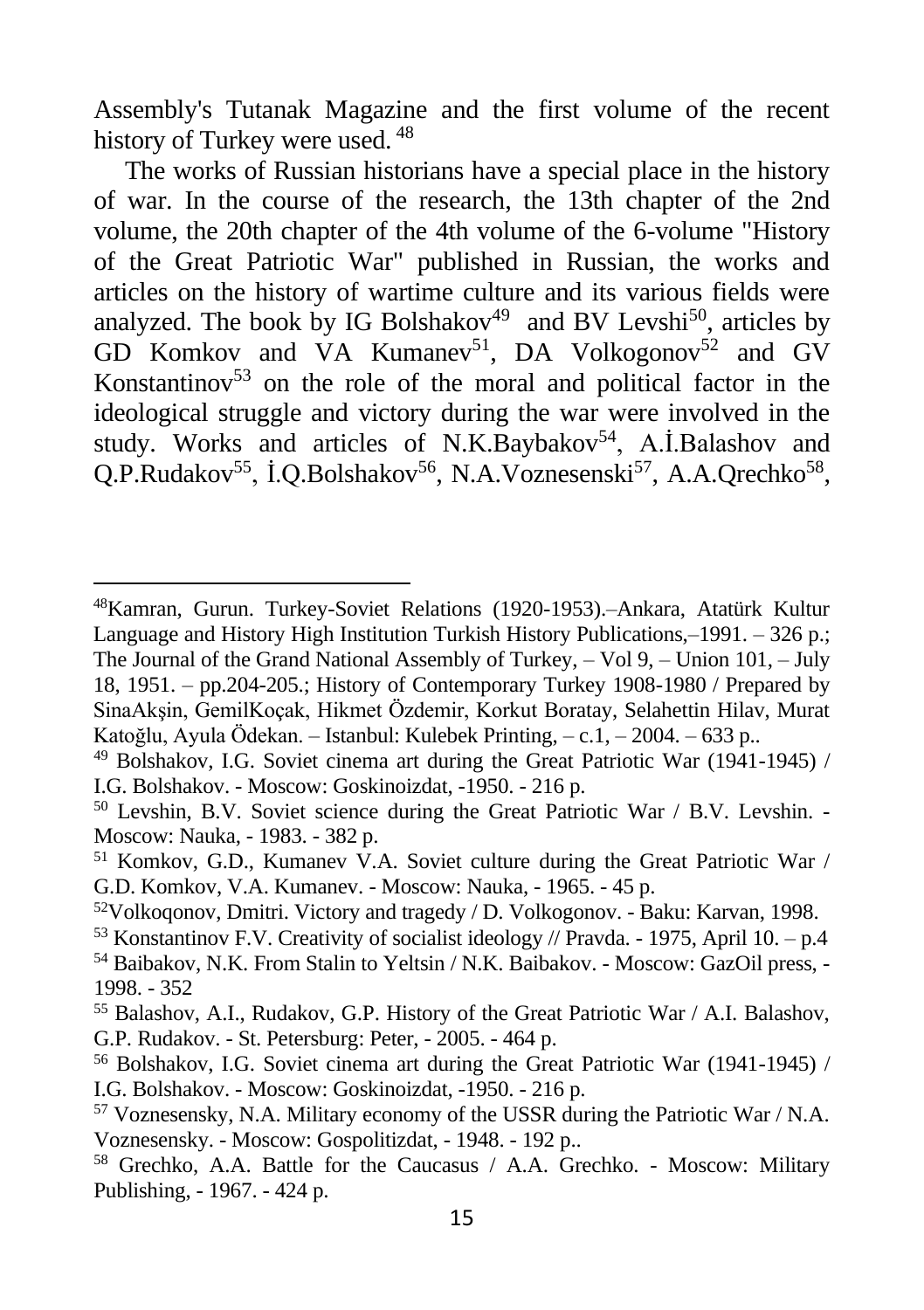Assembly's Tutanak Magazine and the first volume of the recent history of Turkey were used.[48]

The works of Russian historians have a special place in the history of war. In the course of the research, the 13th chapter of the 2nd volume, the 20th chapter of the 4th volume of the 6-volume "History of the Great Patriotic War" published in Russian, the works and articles on the history of wartime culture and its various fields were analyzed. The book by IG Bolshakov[49] and BV Levshi[50], articles by GD Komkov and VA Kumanev[51], DA Volkogonov[52] and GV Konstantinov[53] on the role of the moral and political factor in the ideological struggle and victory during the war were involved in the study. Works and articles of N.K.Baybakov[54], A.İ.Balashov and Q.P.Rudakov[55], İ.Q.Bolshakov[56], N.A.Voznesenski[57], A.A.Qrechko[58],

---

[48]Kamran, Gurun. Turkey-Soviet Relations (1920-1953).–Ankara, Atatürk Kultur Language and History High Institution Turkish History Publications,–1991. – 326 p.; The Journal of the Grand National Assembly of Turkey, – Vol 9, – Union 101, – July 18, 1951. – pp.204-205.; History of Contemporary Turkey 1908-1980 / Prepared by SinaAkşin, GemilKoçak, Hikmet Özdemir, Korkut Boratay, Selahettin Hilav, Murat Katoğlu, Ayula Ödekan. – Istanbul: Kulebek Printing, – c.1, – 2004. – 633 p..

[49] Bolshakov, I.G. Soviet cinema art during the Great Patriotic War (1941-1945) / I.G. Bolshakov. - Moscow: Goskinoizdat, -1950. - 216 p.

[50] Levshin, B.V. Soviet science during the Great Patriotic War / B.V. Levshin. - Moscow: Nauka, - 1983. - 382 p.

[51] Komkov, G.D., Kumanev V.A. Soviet culture during the Great Patriotic War / G.D. Komkov, V.A. Kumanev. - Moscow: Nauka, - 1965. - 45 p.

[52]Volkoqonov, Dmitri. Victory and tragedy / D. Volkogonov. - Baku: Karvan, 1998.

[53] Konstantinov F.V. Creativity of socialist ideology // Pravda. - 1975, April 10. – p.4

[54] Baibakov, N.K. From Stalin to Yeltsin / N.K. Baibakov. - Moscow: GazOil press, - 1998. - 352

[55] Balashov, A.I., Rudakov, G.P. History of the Great Patriotic War / A.I. Balashov, G.P. Rudakov. - St. Petersburg: Peter, - 2005. - 464 p.

[56] Bolshakov, I.G. Soviet cinema art during the Great Patriotic War (1941-1945) / I.G. Bolshakov. - Moscow: Goskinoizdat, -1950. - 216 p.

[57] Voznesensky, N.A. Military economy of the USSR during the Patriotic War / N.A. Voznesensky. - Moscow: Gospolitizdat, - 1948. - 192 p..

[58] Grechko, A.A. Battle for the Caucasus / A.A. Grechko. - Moscow: Military Publishing, - 1967. - 424 p.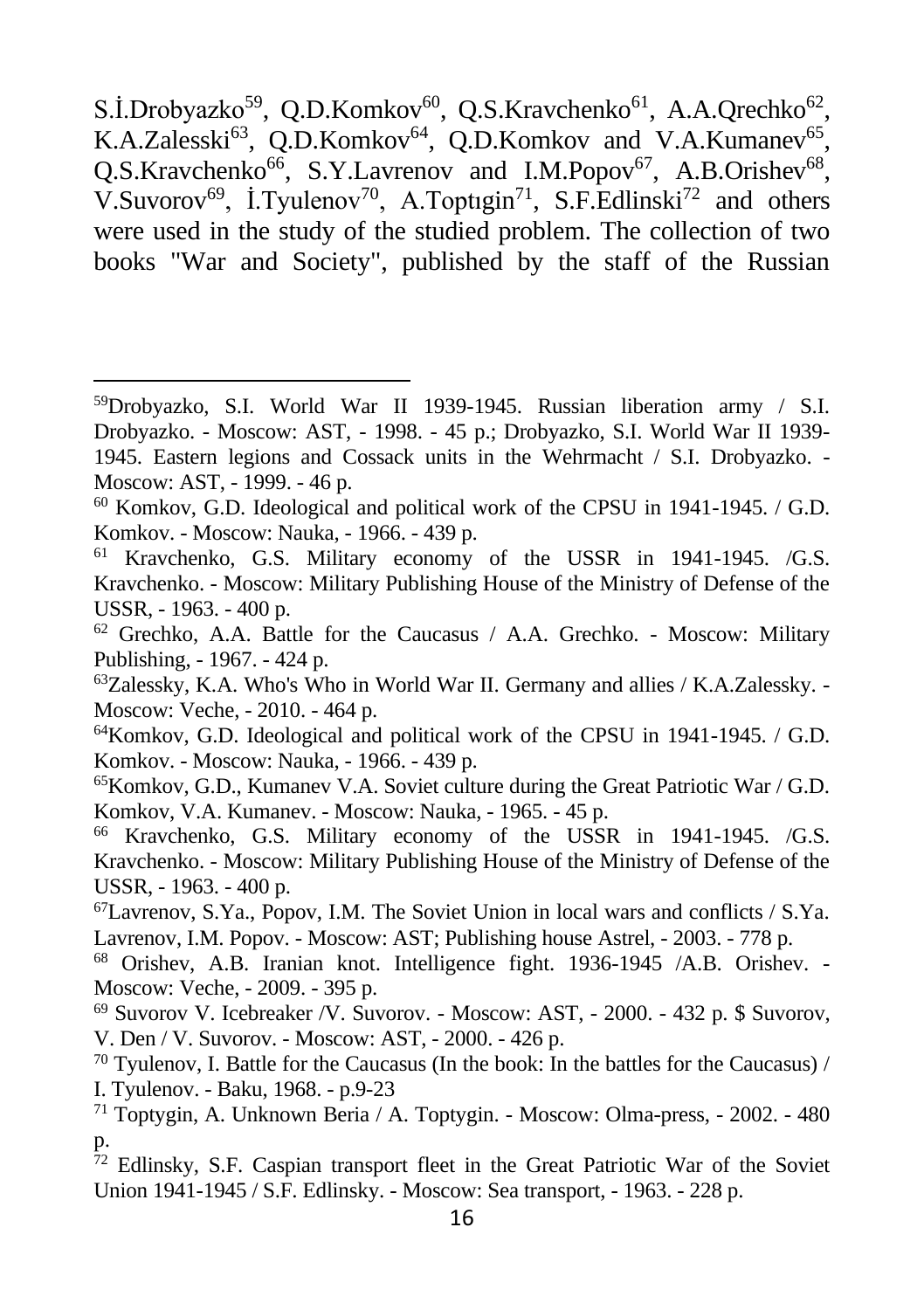S.İ.Drobyazko[59], Q.D.Komkov[60], Q.S.Kravchenko[61], A.A.Qrechko[62], K.A.Zalesski[63], Q.D.Komkov[64], Q.D.Komkov and V.A.Kumanev[65], Q.S.Kravchenko[66], S.Y.Lavrenov and I.M.Popov[67], A.B.Orishev[68], V.Suvorov[69], İ.Tyulenov[70], A.Toptıgin[71], S.F.Edlinski[72] and others were used in the study of the studied problem. The collection of two books "War and Society", published by the staff of the Russian

---

[59]Drobyazko, S.I. World War II 1939-1945. Russian liberation army / S.I. Drobyazko. - Moscow: AST, - 1998. - 45 p.; Drobyazko, S.I. World War II 1939-1945. Eastern legions and Cossack units in the Wehrmacht / S.I. Drobyazko. - Moscow: AST, - 1999. - 46 p.

[60] Komkov, G.D. Ideological and political work of the CPSU in 1941-1945. / G.D. Komkov. - Moscow: Nauka, - 1966. - 439 p.

[61] Kravchenko, G.S. Military economy of the USSR in 1941-1945. /G.S. Kravchenko. - Moscow: Military Publishing House of the Ministry of Defense of the USSR, - 1963. - 400 p.

[62] Grechko, A.A. Battle for the Caucasus / A.A. Grechko. - Moscow: Military Publishing, - 1967. - 424 p.

[63]Zalessky, K.A. Who's Who in World War II. Germany and allies / K.A.Zalessky. - Moscow: Veche, - 2010. - 464 p.

[64]Komkov, G.D. Ideological and political work of the CPSU in 1941-1945. / G.D. Komkov. - Moscow: Nauka, - 1966. - 439 p.

[65]Komkov, G.D., Kumanev V.A. Soviet culture during the Great Patriotic War / G.D. Komkov, V.A. Kumanev. - Moscow: Nauka, - 1965. - 45 p.

[66] Kravchenko, G.S. Military economy of the USSR in 1941-1945. /G.S. Kravchenko. - Moscow: Military Publishing House of the Ministry of Defense of the USSR, - 1963. - 400 p.

[67]Lavrenov, S.Ya., Popov, I.M. The Soviet Union in local wars and conflicts / S.Ya. Lavrenov, I.M. Popov. - Moscow: AST; Publishing house Astrel, - 2003. - 778 p.

[68] Orishev, A.B. Iranian knot. Intelligence fight. 1936-1945 /A.B. Orishev. - Moscow: Veche, - 2009. - 395 p.

[69] Suvorov V. Icebreaker /V. Suvorov. - Moscow: AST, - 2000. - 432 p. $ Suvorov, V. Den / V. Suvorov. - Moscow: AST, - 2000. - 426 p.

[70] Tyulenov, I. Battle for the Caucasus (In the book: In the battles for the Caucasus) / I. Tyulenov. - Baku, 1968. - p.9-23

[71] Toptygin, A. Unknown Beria / A. Toptygin. - Moscow: Olma-press, - 2002. - 480 p.

[72] Edlinsky, S.F. Caspian transport fleet in the Great Patriotic War of the Soviet Union 1941-1945 / S.F. Edlinsky. - Moscow: Sea transport, - 1963. - 228 p.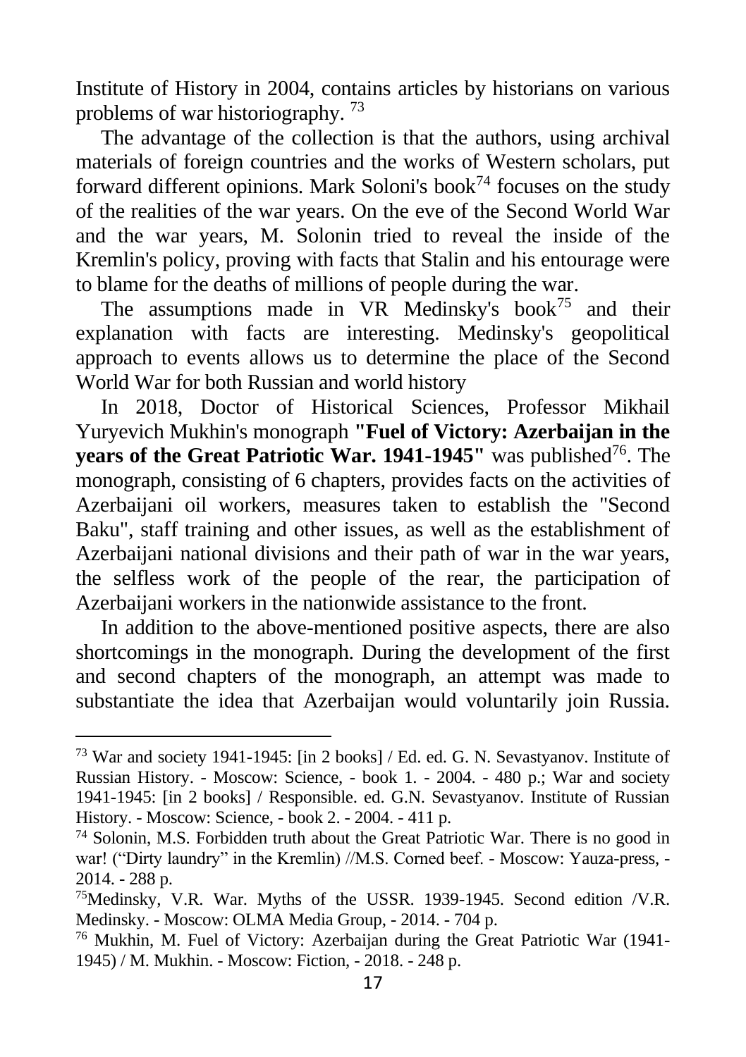Institute of History in 2004, contains articles by historians on various problems of war historiography. [73]

The advantage of the collection is that the authors, using archival materials of foreign countries and the works of Western scholars, put forward different opinions. Mark Soloni's book[74] focuses on the study of the realities of the war years. On the eve of the Second World War and the war years, M. Solonin tried to reveal the inside of the Kremlin's policy, proving with facts that Stalin and his entourage were to blame for the deaths of millions of people during the war.

The assumptions made in VR Medinsky's book[75] and their explanation with facts are interesting. Medinsky's geopolitical approach to events allows us to determine the place of the Second World War for both Russian and world history

In 2018, Doctor of Historical Sciences, Professor Mikhail Yuryevich Mukhin's monograph **"Fuel of Victory: Azerbaijan in the years of the Great Patriotic War. 1941-1945"** was published[76]. The monograph, consisting of 6 chapters, provides facts on the activities of Azerbaijani oil workers, measures taken to establish the "Second Baku", staff training and other issues, as well as the establishment of Azerbaijani national divisions and their path of war in the war years, the selfless work of the people of the rear, the participation of Azerbaijani workers in the nationwide assistance to the front.

In addition to the above-mentioned positive aspects, there are also shortcomings in the monograph. During the development of the first and second chapters of the monograph, an attempt was made to substantiate the idea that Azerbaijan would voluntarily join Russia.

---

[73] War and society 1941-1945: [in 2 books] / Ed. ed. G. N. Sevastyanov. Institute of Russian History. - Moscow: Science, - book 1. - 2004. - 480 p.; War and society 1941-1945: [in 2 books] / Responsible. ed. G.N. Sevastyanov. Institute of Russian History. - Moscow: Science, - book 2. - 2004. - 411 p.

[74] Solonin, M.S. Forbidden truth about the Great Patriotic War. There is no good in war! ("Dirty laundry" in the Kremlin) //M.S. Corned beef. - Moscow: Yauza-press, - 2014. - 288 p.

[75] Medinsky, V.R. War. Myths of the USSR. 1939-1945. Second edition /V.R. Medinsky. - Moscow: OLMA Media Group, - 2014. - 704 p.

[76] Mukhin, M. Fuel of Victory: Azerbaijan during the Great Patriotic War (1941-1945) / M. Mukhin. - Moscow: Fiction, - 2018. - 248 p.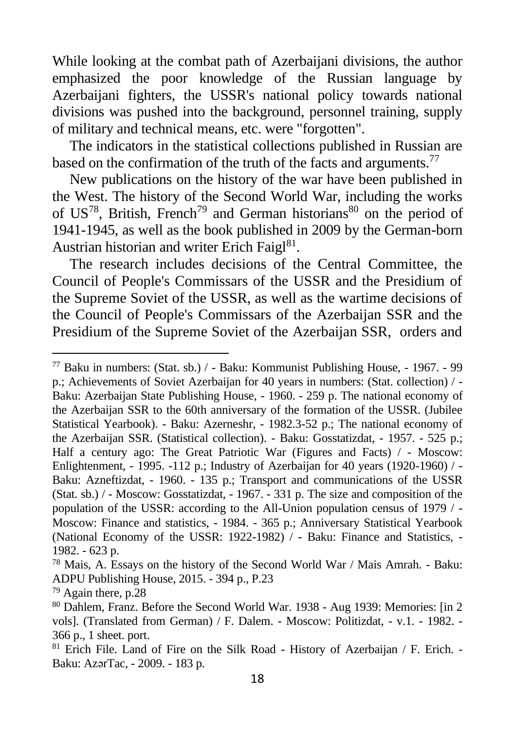While looking at the combat path of Azerbaijani divisions, the author emphasized the poor knowledge of the Russian language by Azerbaijani fighters, the USSR's national policy towards national divisions was pushed into the background, personnel training, supply of military and technical means, etc. were "forgotten".

The indicators in the statistical collections published in Russian are based on the confirmation of the truth of the facts and arguments.[77]

New publications on the history of the war have been published in the West. The history of the Second World War, including the works of US[78], British, French[79] and German historians[80] on the period of 1941-1945, as well as the book published in 2009 by the German-born Austrian historian and writer Erich Faigl[81].

The research includes decisions of the Central Committee, the Council of People's Commissars of the USSR and the Presidium of the Supreme Soviet of the USSR, as well as the wartime decisions of the Council of People's Commissars of the Azerbaijan SSR and the Presidium of the Supreme Soviet of the Azerbaijan SSR, orders and

---

[77] Baku in numbers: (Stat. sb.) / - Baku: Kommunist Publishing House, - 1967. - 99 p.; Achievements of Soviet Azerbaijan for 40 years in numbers: (Stat. collection) / - Baku: Azerbaijan State Publishing House, - 1960. - 259 p. The national economy of the Azerbaijan SSR to the 60th anniversary of the formation of the USSR. (Jubilee Statistical Yearbook). - Baku: Azerneshr, - 1982.3-52 p.; The national economy of the Azerbaijan SSR. (Statistical collection). - Baku: Gosstatizdat, - 1957. - 525 p.; Half a century ago: The Great Patriotic War (Figures and Facts) / - Moscow: Enlightenment, - 1995. -112 p.; Industry of Azerbaijan for 40 years (1920-1960) / - Baku: Azneftizdat, - 1960. - 135 p.; Transport and communications of the USSR (Stat. sb.) / - Moscow: Gosstatizdat, - 1967. - 331 p. The size and composition of the population of the USSR: according to the All-Union population census of 1979 / - Moscow: Finance and statistics, - 1984. - 365 p.; Anniversary Statistical Yearbook (National Economy of the USSR: 1922-1982) / - Baku: Finance and Statistics, - 1982. - 623 p.

[78] Mais, A. Essays on the history of the Second World War / Mais Amrah. - Baku: ADPU Publishing House, 2015. - 394 p., P.23

[79] Again there, p.28

[80] Dahlem, Franz. Before the Second World War. 1938 - Aug 1939: Memories: [in 2 vols]. (Translated from German) / F. Dalem. - Moscow: Politizdat, - v.1. - 1982. - 366 p., 1 sheet. port.

[81] Erich File. Land of Fire on the Silk Road - History of Azerbaijan / F. Erich. - Baku: AzərTac, - 2009. - 183 p.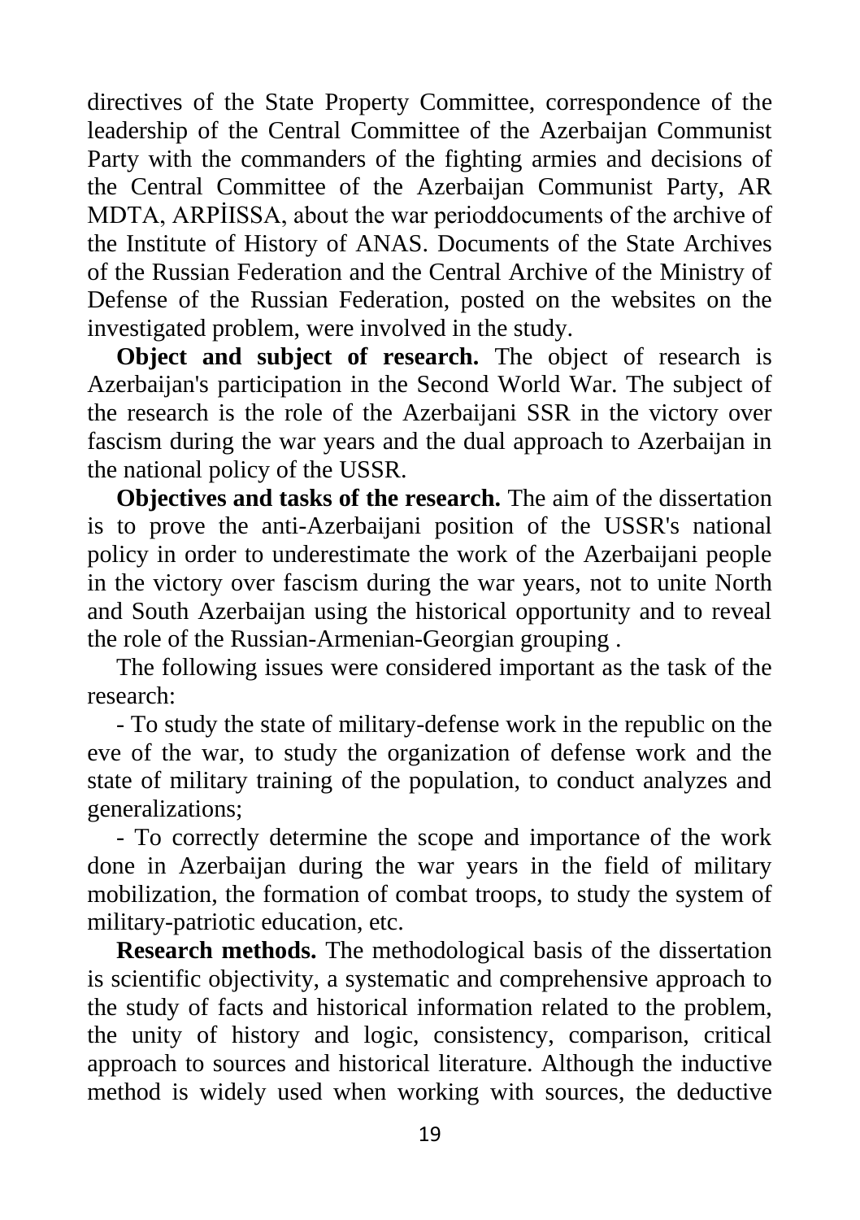directives of the State Property Committee, correspondence of the leadership of the Central Committee of the Azerbaijan Communist Party with the commanders of the fighting armies and decisions of the Central Committee of the Azerbaijan Communist Party, AR MDTA, ARPİISSA, about the war perioddocuments of the archive of the Institute of History of ANAS. Documents of the State Archives of the Russian Federation and the Central Archive of the Ministry of Defense of the Russian Federation, posted on the websites on the investigated problem, were involved in the study.

**Object and subject of research.** The object of research is Azerbaijan's participation in the Second World War. The subject of the research is the role of the Azerbaijani SSR in the victory over fascism during the war years and the dual approach to Azerbaijan in the national policy of the USSR.

**Objectives and tasks of the research.** The aim of the dissertation is to prove the anti-Azerbaijani position of the USSR's national policy in order to underestimate the work of the Azerbaijani people in the victory over fascism during the war years, not to unite North and South Azerbaijan using the historical opportunity and to reveal the role of the Russian-Armenian-Georgian grouping .

The following issues were considered important as the task of the research:

- To study the state of military-defense work in the republic on the eve of the war, to study the organization of defense work and the state of military training of the population, to conduct analyzes and generalizations;
- To correctly determine the scope and importance of the work done in Azerbaijan during the war years in the field of military mobilization, the formation of combat troops, to study the system of military-patriotic education, etc.

**Research methods.** The methodological basis of the dissertation is scientific objectivity, a systematic and comprehensive approach to the study of facts and historical information related to the problem, the unity of history and logic, consistency, comparison, critical approach to sources and historical literature. Although the inductive method is widely used when working with sources, the deductive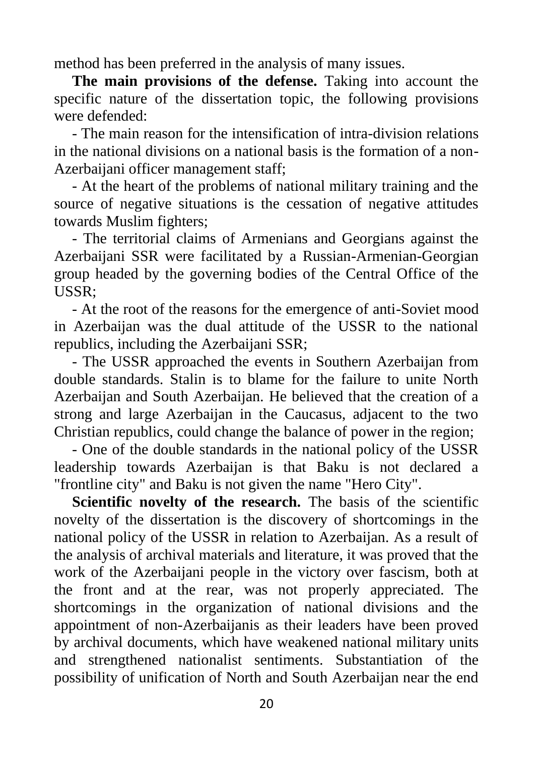method has been preferred in the analysis of many issues.

**The main provisions of the defense.** Taking into account the specific nature of the dissertation topic, the following provisions were defended:

- The main reason for the intensification of intra-division relations in the national divisions on a national basis is the formation of a non-Azerbaijani officer management staff;
- At the heart of the problems of national military training and the source of negative situations is the cessation of negative attitudes towards Muslim fighters;
- The territorial claims of Armenians and Georgians against the Azerbaijani SSR were facilitated by a Russian-Armenian-Georgian group headed by the governing bodies of the Central Office of the USSR;
- At the root of the reasons for the emergence of anti-Soviet mood in Azerbaijan was the dual attitude of the USSR to the national republics, including the Azerbaijani SSR;
- The USSR approached the events in Southern Azerbaijan from double standards. Stalin is to blame for the failure to unite North Azerbaijan and South Azerbaijan. He believed that the creation of a strong and large Azerbaijan in the Caucasus, adjacent to the two Christian republics, could change the balance of power in the region;
- One of the double standards in the national policy of the USSR leadership towards Azerbaijan is that Baku is not declared a "frontline city" and Baku is not given the name "Hero City".

**Scientific novelty of the research.** The basis of the scientific novelty of the dissertation is the discovery of shortcomings in the national policy of the USSR in relation to Azerbaijan. As a result of the analysis of archival materials and literature, it was proved that the work of the Azerbaijani people in the victory over fascism, both at the front and at the rear, was not properly appreciated. The shortcomings in the organization of national divisions and the appointment of non-Azerbaijanis as their leaders have been proved by archival documents, which have weakened national military units and strengthened nationalist sentiments. Substantiation of the possibility of unification of North and South Azerbaijan near the end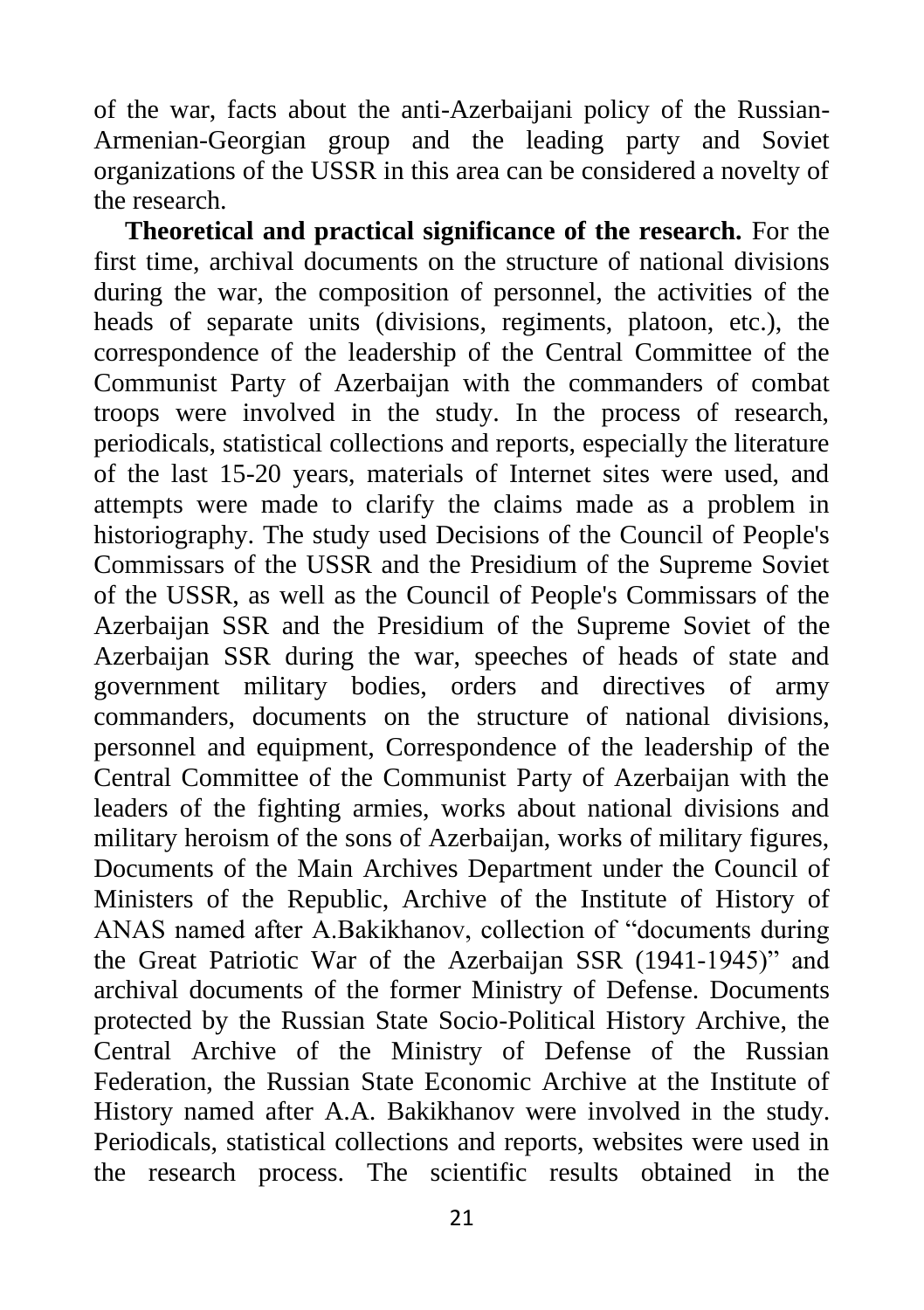of the war, facts about the anti-Azerbaijani policy of the Russian-Armenian-Georgian group and the leading party and Soviet organizations of the USSR in this area can be considered a novelty of the research.

**Theoretical and practical significance of the research.** For the first time, archival documents on the structure of national divisions during the war, the composition of personnel, the activities of the heads of separate units (divisions, regiments, platoon, etc.), the correspondence of the leadership of the Central Committee of the Communist Party of Azerbaijan with the commanders of combat troops were involved in the study. In the process of research, periodicals, statistical collections and reports, especially the literature of the last 15-20 years, materials of Internet sites were used, and attempts were made to clarify the claims made as a problem in historiography. The study used Decisions of the Council of People's Commissars of the USSR and the Presidium of the Supreme Soviet of the USSR, as well as the Council of People's Commissars of the Azerbaijan SSR and the Presidium of the Supreme Soviet of the Azerbaijan SSR during the war, speeches of heads of state and government military bodies, orders and directives of army commanders, documents on the structure of national divisions, personnel and equipment, Correspondence of the leadership of the Central Committee of the Communist Party of Azerbaijan with the leaders of the fighting armies, works about national divisions and military heroism of the sons of Azerbaijan, works of military figures, Documents of the Main Archives Department under the Council of Ministers of the Republic, Archive of the Institute of History of ANAS named after A.Bakikhanov, collection of "documents during the Great Patriotic War of the Azerbaijan SSR (1941-1945)" and archival documents of the former Ministry of Defense. Documents protected by the Russian State Socio-Political History Archive, the Central Archive of the Ministry of Defense of the Russian Federation, the Russian State Economic Archive at the Institute of History named after A.A. Bakikhanov were involved in the study. Periodicals, statistical collections and reports, websites were used in the research process. The scientific results obtained in the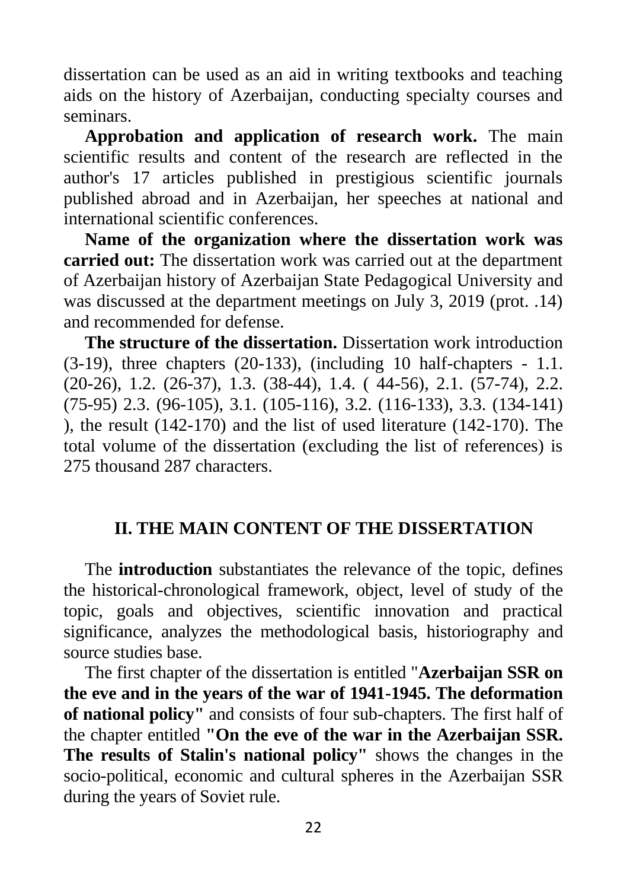dissertation can be used as an aid in writing textbooks and teaching aids on the history of Azerbaijan, conducting specialty courses and seminars.

**Approbation and application of research work.** The main scientific results and content of the research are reflected in the author's 17 articles published in prestigious scientific journals published abroad and in Azerbaijan, her speeches at national and international scientific conferences.

**Name of the organization where the dissertation work was carried out:** The dissertation work was carried out at the department of Azerbaijan history of Azerbaijan State Pedagogical University and was discussed at the department meetings on July 3, 2019 (prot. .14) and recommended for defense.

**The structure of the dissertation.** Dissertation work introduction (3-19), three chapters (20-133), (including 10 half-chapters - 1.1. (20-26), 1.2. (26-37), 1.3. (38-44), 1.4. ( 44-56), 2.1. (57-74), 2.2. (75-95) 2.3. (96-105), 3.1. (105-116), 3.2. (116-133), 3.3. (134-141) ), the result (142-170) and the list of used literature (142-170). The total volume of the dissertation (excluding the list of references) is 275 thousand 287 characters.

## II. THE MAIN CONTENT OF THE DISSERTATION

The **introduction** substantiates the relevance of the topic, defines the historical-chronological framework, object, level of study of the topic, goals and objectives, scientific innovation and practical significance, analyzes the methodological basis, historiography and source studies base.

The first chapter of the dissertation is entitled "**Azerbaijan SSR on the eve and in the years of the war of 1941-1945. The deformation of national policy"** and consists of four sub-chapters. The first half of the chapter entitled **"On the eve of the war in the Azerbaijan SSR. The results of Stalin's national policy"** shows the changes in the socio-political, economic and cultural spheres in the Azerbaijan SSR during the years of Soviet rule.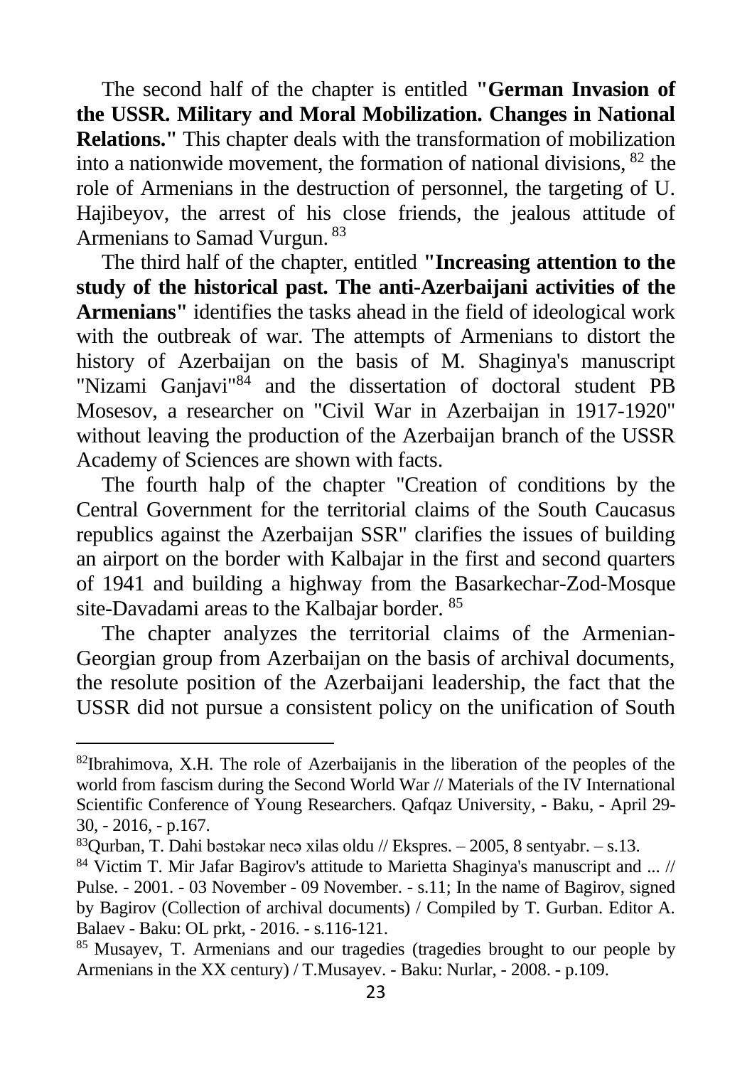The second half of the chapter is entitled **"German Invasion of the USSR. Military and Moral Mobilization. Changes in National Relations."** This chapter deals with the transformation of mobilization into a nationwide movement, the formation of national divisions, [82] the role of Armenians in the destruction of personnel, the targeting of U. Hajibeyov, the arrest of his close friends, the jealous attitude of Armenians to Samad Vurgun. [83]

The third half of the chapter, entitled **"Increasing attention to the study of the historical past. The anti-Azerbaijani activities of the Armenians"** identifies the tasks ahead in the field of ideological work with the outbreak of war. The attempts of Armenians to distort the history of Azerbaijan on the basis of M. Shaginya's manuscript "Nizami Ganjavi"[84] and the dissertation of doctoral student PB Mosesov, a researcher on "Civil War in Azerbaijan in 1917-1920" without leaving the production of the Azerbaijan branch of the USSR Academy of Sciences are shown with facts.

The fourth halp of the chapter "Creation of conditions by the Central Government for the territorial claims of the South Caucasus republics against the Azerbaijan SSR" clarifies the issues of building an airport on the border with Kalbajar in the first and second quarters of 1941 and building a highway from the Basarkechar-Zod-Mosque site-Davadami areas to the Kalbajar border. [85]

The chapter analyzes the territorial claims of the Armenian-Georgian group from Azerbaijan on the basis of archival documents, the resolute position of the Azerbaijani leadership, the fact that the USSR did not pursue a consistent policy on the unification of South

---

[82] Ibrahimova, X.H. The role of Azerbaijanis in the liberation of the peoples of the world from fascism during the Second World War // Materials of the IV International Scientific Conference of Young Researchers. Qafqaz University, - Baku, - April 29-30, - 2016, - p.167.

[83] Qurban, T. Dahi bəstəkar necə xilas oldu // Ekspres. – 2005, 8 sentyabr. – s.13.

[84] Victim T. Mir Jafar Bagirov's attitude to Marietta Shaginya's manuscript and ... // Pulse. - 2001. - 03 November - 09 November. - s.11; In the name of Bagirov, signed by Bagirov (Collection of archival documents) / Compiled by T. Gurban. Editor A. Balaev - Baku: OL prkt, - 2016. - s.116-121.

[85] Musayev, T. Armenians and our tragedies (tragedies brought to our people by Armenians in the XX century) / T.Musayev. - Baku: Nurlar, - 2008. - p.109.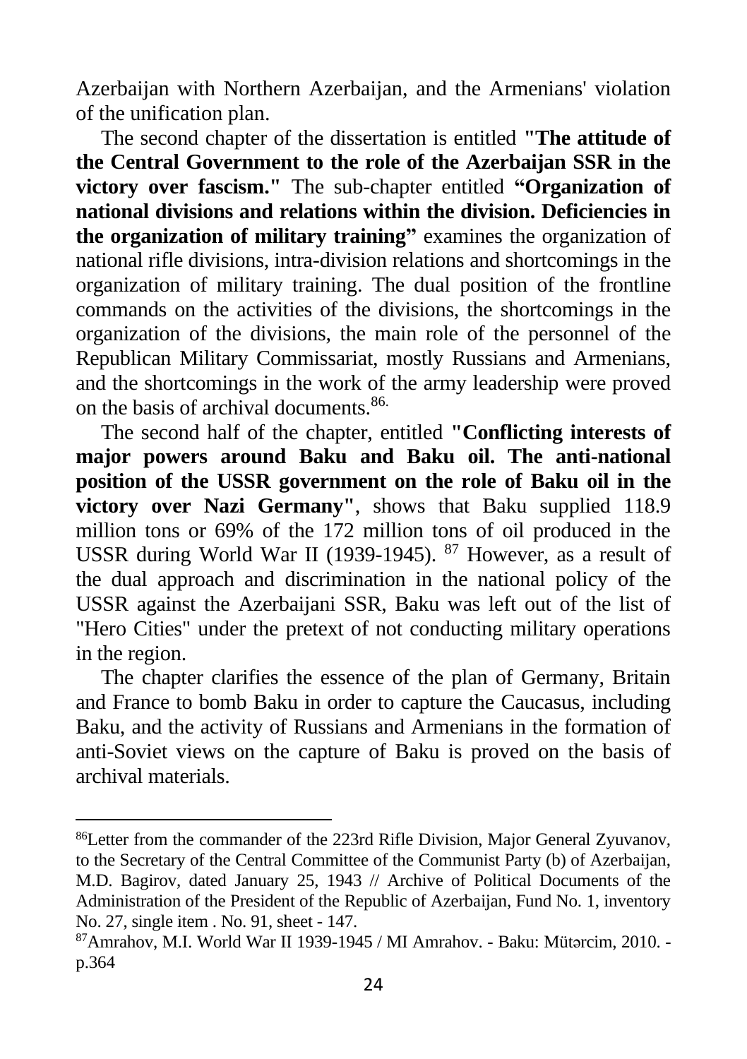Azerbaijan with Northern Azerbaijan, and the Armenians' violation of the unification plan.

The second chapter of the dissertation is entitled **"The attitude of the Central Government to the role of the Azerbaijan SSR in the victory over fascism."** The sub-chapter entitled **"Organization of national divisions and relations within the division. Deficiencies in the organization of military training"** examines the organization of national rifle divisions, intra-division relations and shortcomings in the organization of military training. The dual position of the frontline commands on the activities of the divisions, the shortcomings in the organization of the divisions, the main role of the personnel of the Republican Military Commissariat, mostly Russians and Armenians, and the shortcomings in the work of the army leadership were proved on the basis of archival documents.[86.]

The second half of the chapter, entitled **"Conflicting interests of major powers around Baku and Baku oil. The anti-national position of the USSR government on the role of Baku oil in the victory over Nazi Germany"**, shows that Baku supplied 118.9 million tons or 69% of the 172 million tons of oil produced in the USSR during World War II (1939-1945). [87] However, as a result of the dual approach and discrimination in the national policy of the USSR against the Azerbaijani SSR, Baku was left out of the list of "Hero Cities" under the pretext of not conducting military operations in the region.

The chapter clarifies the essence of the plan of Germany, Britain and France to bomb Baku in order to capture the Caucasus, including Baku, and the activity of Russians and Armenians in the formation of anti-Soviet views on the capture of Baku is proved on the basis of archival materials.

---

[86]Letter from the commander of the 223rd Rifle Division, Major General Zyuvanov, to the Secretary of the Central Committee of the Communist Party (b) of Azerbaijan, M.D. Bagirov, dated January 25, 1943 // Archive of Political Documents of the Administration of the President of the Republic of Azerbaijan, Fund No. 1, inventory No. 27, single item . No. 91, sheet - 147.

[87]Amrahov, M.I. World War II 1939-1945 / MI Amrahov. - Baku: Mütərcim, 2010. - p.364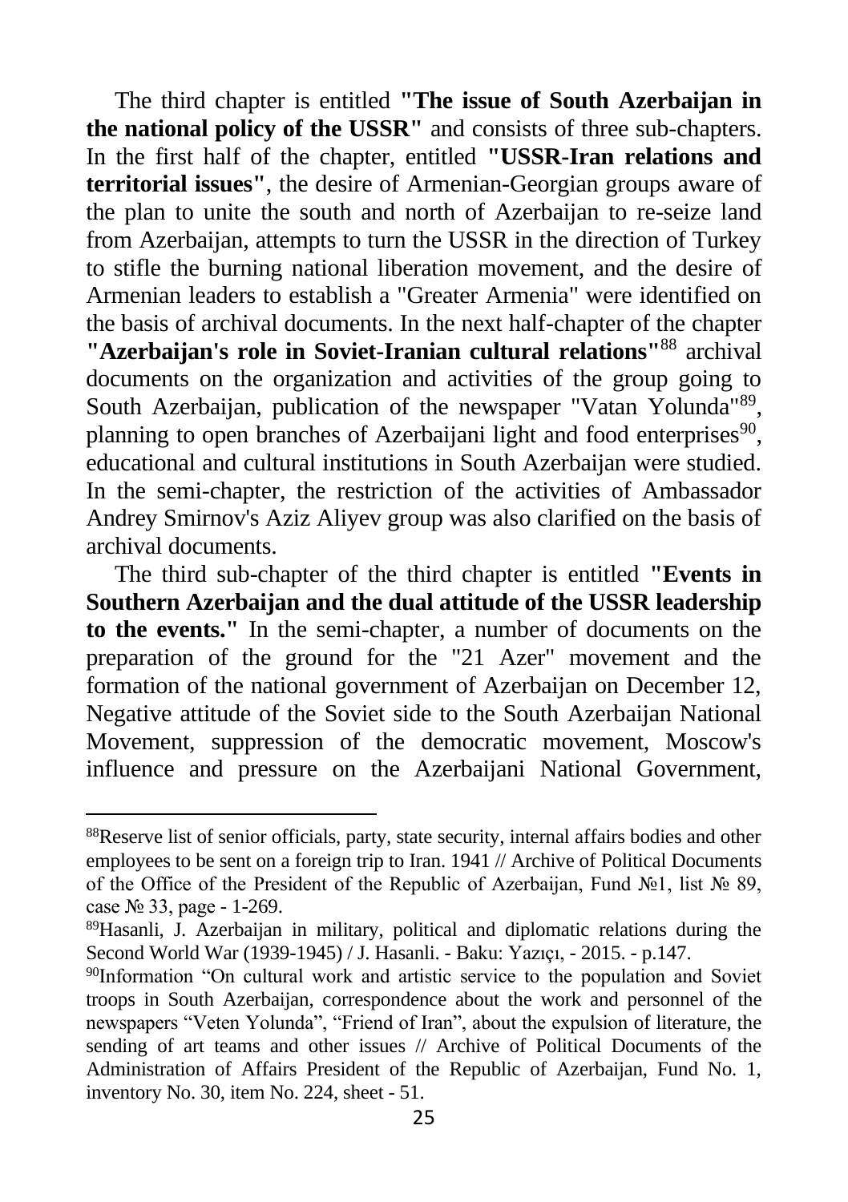The third chapter is entitled **"The issue of South Azerbaijan in the national policy of the USSR"** and consists of three sub-chapters. In the first half of the chapter, entitled **"USSR-Iran relations and territorial issues"**, the desire of Armenian-Georgian groups aware of the plan to unite the south and north of Azerbaijan to re-seize land from Azerbaijan, attempts to turn the USSR in the direction of Turkey to stifle the burning national liberation movement, and the desire of Armenian leaders to establish a "Greater Armenia" were identified on the basis of archival documents. In the next half-chapter of the chapter **"Azerbaijan's role in Soviet-Iranian cultural relations"**[88] archival documents on the organization and activities of the group going to South Azerbaijan, publication of the newspaper "Vatan Yolunda"[89], planning to open branches of Azerbaijani light and food enterprises[90], educational and cultural institutions in South Azerbaijan were studied. In the semi-chapter, the restriction of the activities of Ambassador Andrey Smirnov's Aziz Aliyev group was also clarified on the basis of archival documents.

The third sub-chapter of the third chapter is entitled **"Events in Southern Azerbaijan and the dual attitude of the USSR leadership to the events."** In the semi-chapter, a number of documents on the preparation of the ground for the "21 Azer" movement and the formation of the national government of Azerbaijan on December 12, Negative attitude of the Soviet side to the South Azerbaijan National Movement, suppression of the democratic movement, Moscow's influence and pressure on the Azerbaijani National Government,

---

[88]Reserve list of senior officials, party, state security, internal affairs bodies and other employees to be sent on a foreign trip to Iran. 1941 // Archive of Political Documents of the Office of the President of the Republic of Azerbaijan, Fund №1, list № 89, case № 33, page - 1-269.

[89]Hasanli, J. Azerbaijan in military, political and diplomatic relations during the Second World War (1939-1945) / J. Hasanli. - Baku: Yazıçı, - 2015. - p.147.

[90]Information "On cultural work and artistic service to the population and Soviet troops in South Azerbaijan, correspondence about the work and personnel of the newspapers "Veten Yolunda", "Friend of Iran", about the expulsion of literature, the sending of art teams and other issues // Archive of Political Documents of the Administration of Affairs President of the Republic of Azerbaijan, Fund No. 1, inventory No. 30, item No. 224, sheet - 51.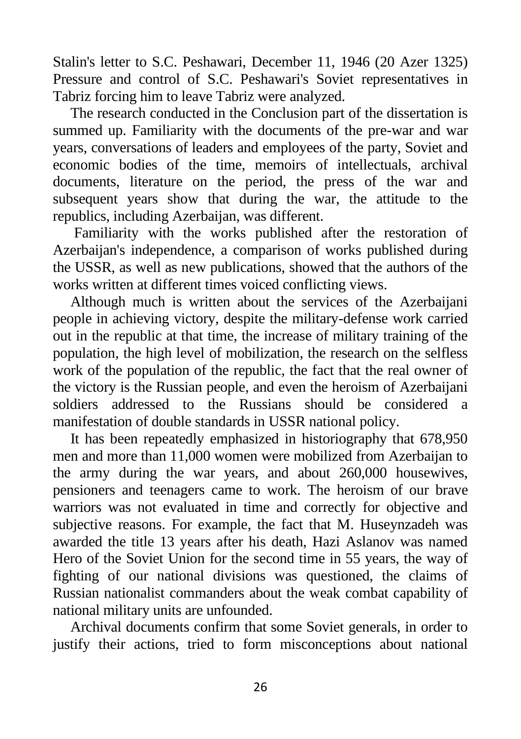Stalin's letter to S.C. Peshawari, December 11, 1946 (20 Azer 1325) Pressure and control of S.C. Peshawari's Soviet representatives in Tabriz forcing him to leave Tabriz were analyzed.

The research conducted in the Conclusion part of the dissertation is summed up. Familiarity with the documents of the pre-war and war years, conversations of leaders and employees of the party, Soviet and economic bodies of the time, memoirs of intellectuals, archival documents, literature on the period, the press of the war and subsequent years show that during the war, the attitude to the republics, including Azerbaijan, was different.

Familiarity with the works published after the restoration of Azerbaijan's independence, a comparison of works published during the USSR, as well as new publications, showed that the authors of the works written at different times voiced conflicting views.

Although much is written about the services of the Azerbaijani people in achieving victory, despite the military-defense work carried out in the republic at that time, the increase of military training of the population, the high level of mobilization, the research on the selfless work of the population of the republic, the fact that the real owner of the victory is the Russian people, and even the heroism of Azerbaijani soldiers addressed to the Russians should be considered a manifestation of double standards in USSR national policy.

It has been repeatedly emphasized in historiography that 678,950 men and more than 11,000 women were mobilized from Azerbaijan to the army during the war years, and about 260,000 housewives, pensioners and teenagers came to work. The heroism of our brave warriors was not evaluated in time and correctly for objective and subjective reasons. For example, the fact that M. Huseynzadeh was awarded the title 13 years after his death, Hazi Aslanov was named Hero of the Soviet Union for the second time in 55 years, the way of fighting of our national divisions was questioned, the claims of Russian nationalist commanders about the weak combat capability of national military units are unfounded.

Archival documents confirm that some Soviet generals, in order to justify their actions, tried to form misconceptions about national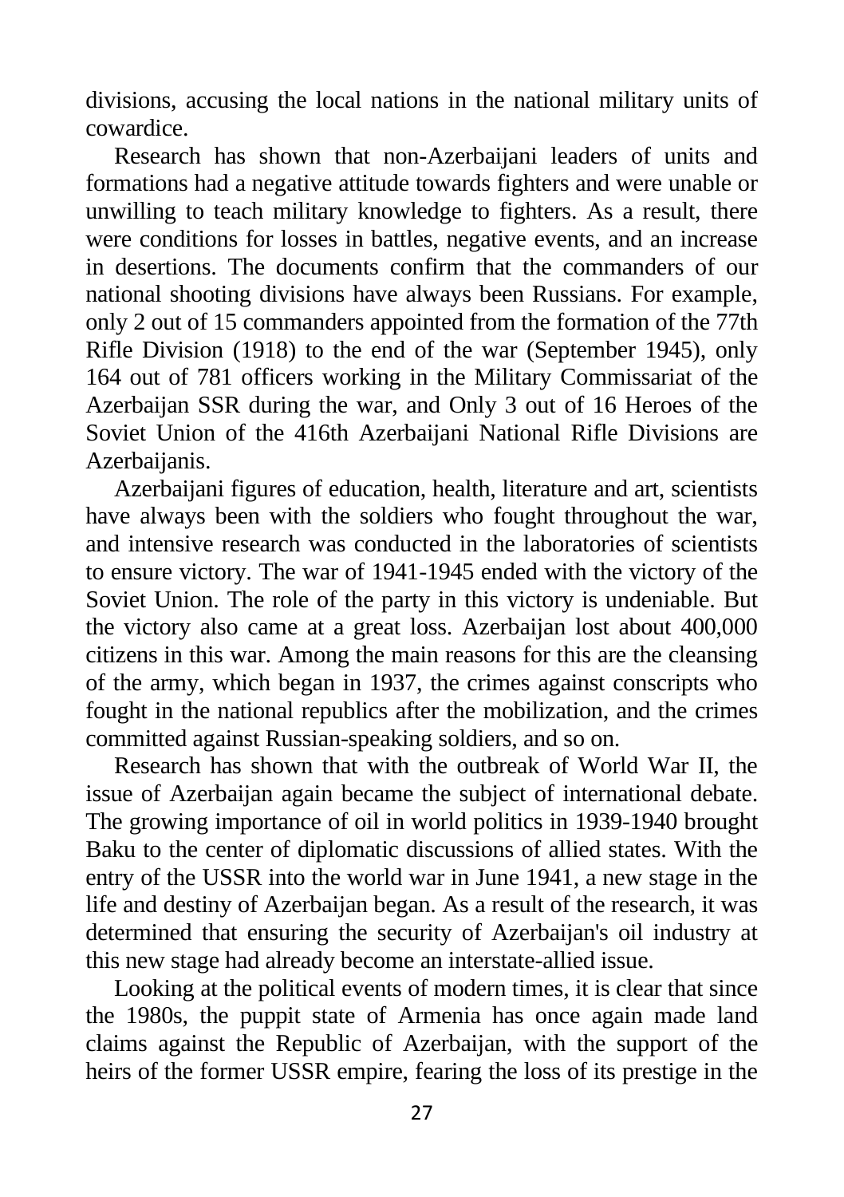divisions, accusing the local nations in the national military units of cowardice.

Research has shown that non-Azerbaijani leaders of units and formations had a negative attitude towards fighters and were unable or unwilling to teach military knowledge to fighters. As a result, there were conditions for losses in battles, negative events, and an increase in desertions. The documents confirm that the commanders of our national shooting divisions have always been Russians. For example, only 2 out of 15 commanders appointed from the formation of the 77th Rifle Division (1918) to the end of the war (September 1945), only 164 out of 781 officers working in the Military Commissariat of the Azerbaijan SSR during the war, and Only 3 out of 16 Heroes of the Soviet Union of the 416th Azerbaijani National Rifle Divisions are Azerbaijanis.

Azerbaijani figures of education, health, literature and art, scientists have always been with the soldiers who fought throughout the war, and intensive research was conducted in the laboratories of scientists to ensure victory. The war of 1941-1945 ended with the victory of the Soviet Union. The role of the party in this victory is undeniable. But the victory also came at a great loss. Azerbaijan lost about 400,000 citizens in this war. Among the main reasons for this are the cleansing of the army, which began in 1937, the crimes against conscripts who fought in the national republics after the mobilization, and the crimes committed against Russian-speaking soldiers, and so on.

Research has shown that with the outbreak of World War II, the issue of Azerbaijan again became the subject of international debate. The growing importance of oil in world politics in 1939-1940 brought Baku to the center of diplomatic discussions of allied states. With the entry of the USSR into the world war in June 1941, a new stage in the life and destiny of Azerbaijan began. As a result of the research, it was determined that ensuring the security of Azerbaijan's oil industry at this new stage had already become an interstate-allied issue.

Looking at the political events of modern times, it is clear that since the 1980s, the puppit state of Armenia has once again made land claims against the Republic of Azerbaijan, with the support of the heirs of the former USSR empire, fearing the loss of its prestige in the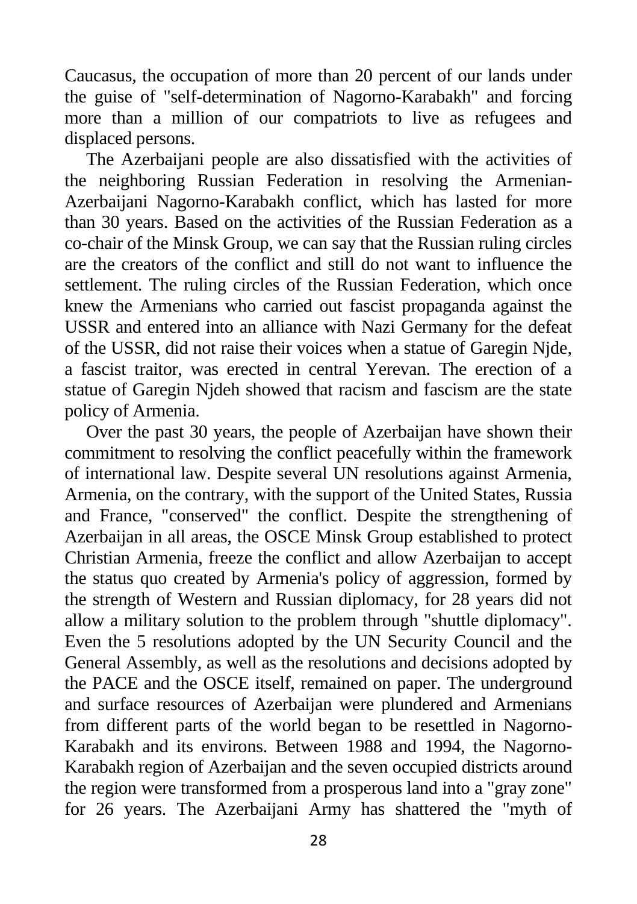Caucasus, the occupation of more than 20 percent of our lands under the guise of "self-determination of Nagorno-Karabakh" and forcing more than a million of our compatriots to live as refugees and displaced persons.

The Azerbaijani people are also dissatisfied with the activities of the neighboring Russian Federation in resolving the Armenian-Azerbaijani Nagorno-Karabakh conflict, which has lasted for more than 30 years. Based on the activities of the Russian Federation as a co-chair of the Minsk Group, we can say that the Russian ruling circles are the creators of the conflict and still do not want to influence the settlement. The ruling circles of the Russian Federation, which once knew the Armenians who carried out fascist propaganda against the USSR and entered into an alliance with Nazi Germany for the defeat of the USSR, did not raise their voices when a statue of Garegin Njde, a fascist traitor, was erected in central Yerevan. The erection of a statue of Garegin Njdeh showed that racism and fascism are the state policy of Armenia.

Over the past 30 years, the people of Azerbaijan have shown their commitment to resolving the conflict peacefully within the framework of international law. Despite several UN resolutions against Armenia, Armenia, on the contrary, with the support of the United States, Russia and France, "conserved" the conflict. Despite the strengthening of Azerbaijan in all areas, the OSCE Minsk Group established to protect Christian Armenia, freeze the conflict and allow Azerbaijan to accept the status quo created by Armenia's policy of aggression, formed by the strength of Western and Russian diplomacy, for 28 years did not allow a military solution to the problem through "shuttle diplomacy". Even the 5 resolutions adopted by the UN Security Council and the General Assembly, as well as the resolutions and decisions adopted by the PACE and the OSCE itself, remained on paper. The underground and surface resources of Azerbaijan were plundered and Armenians from different parts of the world began to be resettled in Nagorno-Karabakh and its environs. Between 1988 and 1994, the Nagorno-Karabakh region of Azerbaijan and the seven occupied districts around the region were transformed from a prosperous land into a "gray zone" for 26 years. The Azerbaijani Army has shattered the "myth of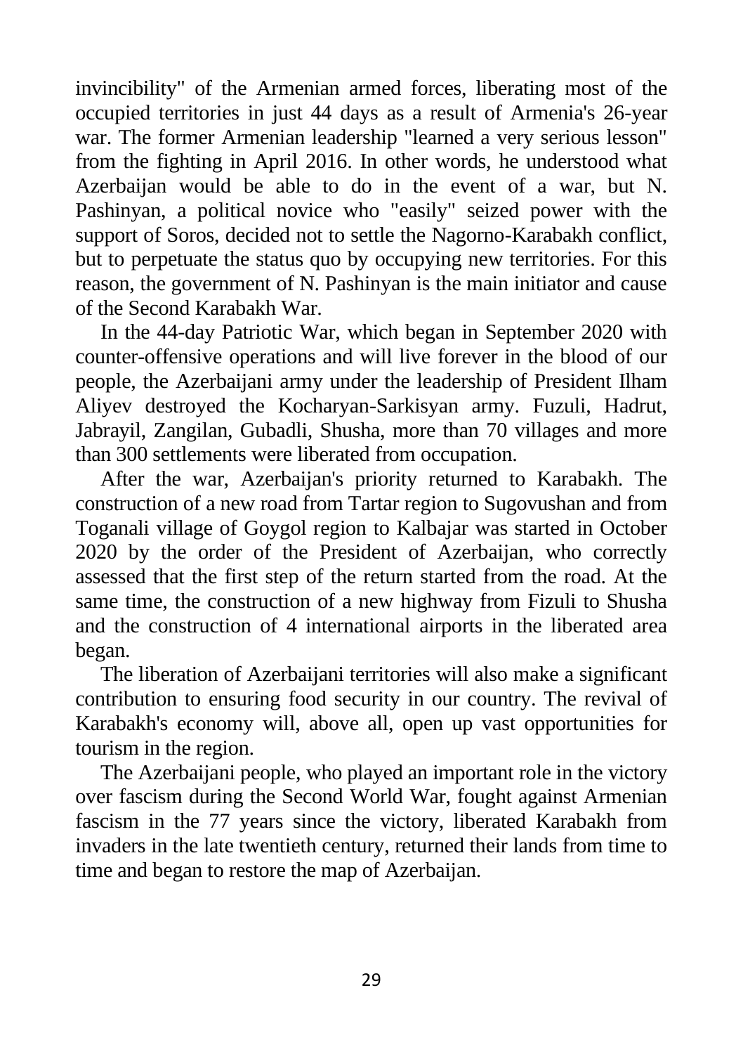invincibility" of the Armenian armed forces, liberating most of the occupied territories in just 44 days as a result of Armenia's 26-year war. The former Armenian leadership "learned a very serious lesson" from the fighting in April 2016. In other words, he understood what Azerbaijan would be able to do in the event of a war, but N. Pashinyan, a political novice who "easily" seized power with the support of Soros, decided not to settle the Nagorno-Karabakh conflict, but to perpetuate the status quo by occupying new territories. For this reason, the government of N. Pashinyan is the main initiator and cause of the Second Karabakh War.

In the 44-day Patriotic War, which began in September 2020 with counter-offensive operations and will live forever in the blood of our people, the Azerbaijani army under the leadership of President Ilham Aliyev destroyed the Kocharyan-Sarkisyan army. Fuzuli, Hadrut, Jabrayil, Zangilan, Gubadli, Shusha, more than 70 villages and more than 300 settlements were liberated from occupation.

After the war, Azerbaijan's priority returned to Karabakh. The construction of a new road from Tartar region to Sugovushan and from Toganali village of Goygol region to Kalbajar was started in October 2020 by the order of the President of Azerbaijan, who correctly assessed that the first step of the return started from the road. At the same time, the construction of a new highway from Fizuli to Shusha and the construction of 4 international airports in the liberated area began.

The liberation of Azerbaijani territories will also make a significant contribution to ensuring food security in our country. The revival of Karabakh's economy will, above all, open up vast opportunities for tourism in the region.

The Azerbaijani people, who played an important role in the victory over fascism during the Second World War, fought against Armenian fascism in the 77 years since the victory, liberated Karabakh from invaders in the late twentieth century, returned their lands from time to time and began to restore the map of Azerbaijan.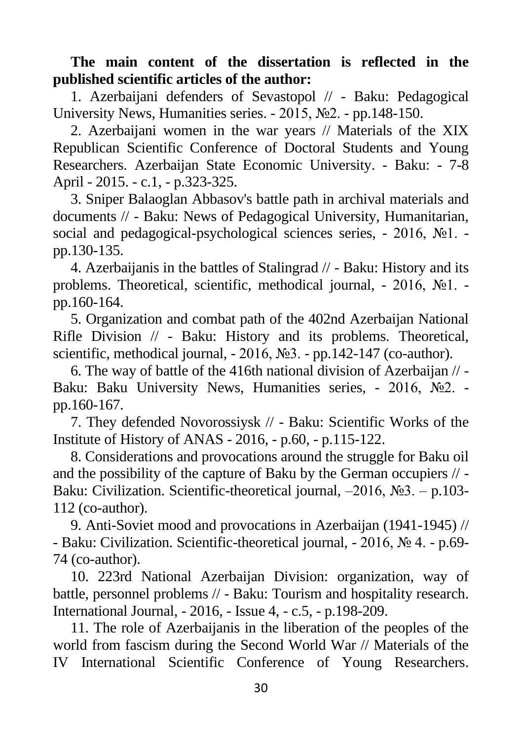**The main content of the dissertation is reflected in the published scientific articles of the author:**

1. Azerbaijani defenders of Sevastopol // - Baku: Pedagogical University News, Humanities series. - 2015, №2. - pp.148-150.

2. Azerbaijani women in the war years // Materials of the XIX Republican Scientific Conference of Doctoral Students and Young Researchers. Azerbaijan State Economic University. - Baku: - 7-8 April - 2015. - c.1, - p.323-325.

3. Sniper Balaoglan Abbasov's battle path in archival materials and documents // - Baku: News of Pedagogical University, Humanitarian, social and pedagogical-psychological sciences series, - 2016, №1. - pp.130-135.

4. Azerbaijanis in the battles of Stalingrad // - Baku: History and its problems. Theoretical, scientific, methodical journal, - 2016, №1. - pp.160-164.

5. Organization and combat path of the 402nd Azerbaijan National Rifle Division // - Baku: History and its problems. Theoretical, scientific, methodical journal, - 2016, №3. - pp.142-147 (co-author).

6. The way of battle of the 416th national division of Azerbaijan // - Baku: Baku University News, Humanities series, - 2016, №2. - pp.160-167.

7. They defended Novorossiysk // - Baku: Scientific Works of the Institute of History of ANAS - 2016, - p.60, - p.115-122.

8. Considerations and provocations around the struggle for Baku oil and the possibility of the capture of Baku by the German occupiers // - Baku: Civilization. Scientific-theoretical journal, –2016, №3. – p.103-112 (co-author).

9. Anti-Soviet mood and provocations in Azerbaijan (1941-1945) // - Baku: Civilization. Scientific-theoretical journal, - 2016, № 4. - p.69-74 (co-author).

10. 223rd National Azerbaijan Division: organization, way of battle, personnel problems // - Baku: Tourism and hospitality research. International Journal, - 2016, - Issue 4, - c.5, - p.198-209.

11. The role of Azerbaijanis in the liberation of the peoples of the world from fascism during the Second World War // Materials of the IV International Scientific Conference of Young Researchers.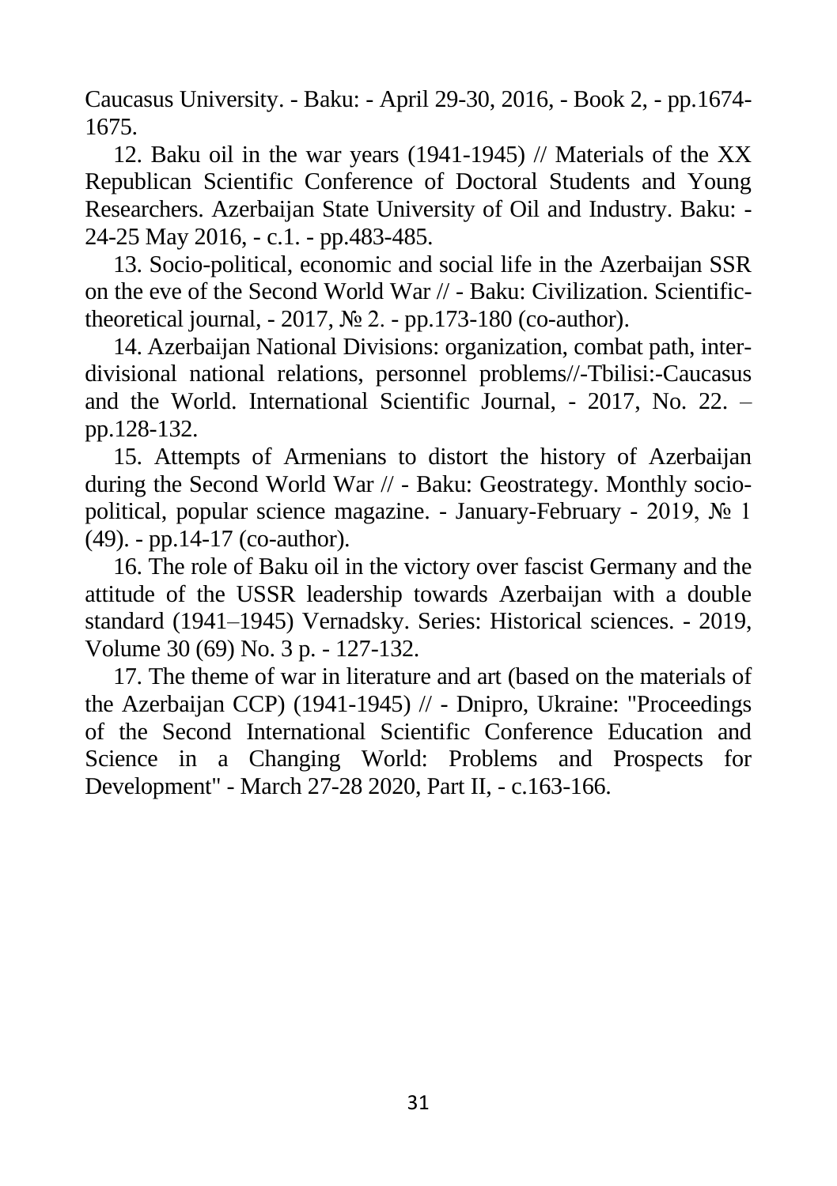Caucasus University. - Baku: - April 29-30, 2016, - Book 2, - pp.1674-1675.

12. Baku oil in the war years (1941-1945) // Materials of the XX Republican Scientific Conference of Doctoral Students and Young Researchers. Azerbaijan State University of Oil and Industry. Baku: - 24-25 May 2016, - c.1. - pp.483-485.

13. Socio-political, economic and social life in the Azerbaijan SSR on the eve of the Second World War // - Baku: Civilization. Scientific-theoretical journal, - 2017, № 2. - pp.173-180 (co-author).

14. Azerbaijan National Divisions: organization, combat path, inter-divisional national relations, personnel problems//-Tbilisi:-Caucasus and the World. International Scientific Journal, - 2017, No. 22. – pp.128-132.

15. Attempts of Armenians to distort the history of Azerbaijan during the Second World War // - Baku: Geostrategy. Monthly socio-political, popular science magazine. - January-February - 2019, № 1 (49). - pp.14-17 (co-author).

16. The role of Baku oil in the victory over fascist Germany and the attitude of the USSR leadership towards Azerbaijan with a double standard (1941–1945) Vernadsky. Series: Historical sciences. - 2019, Volume 30 (69) No. 3 p. - 127-132.

17. The theme of war in literature and art (based on the materials of the Azerbaijan CCP) (1941-1945) // - Dnipro, Ukraine: "Proceedings of the Second International Scientific Conference Education and Science in a Changing World: Problems and Prospects for Development" - March 27-28 2020, Part II, - c.163-166.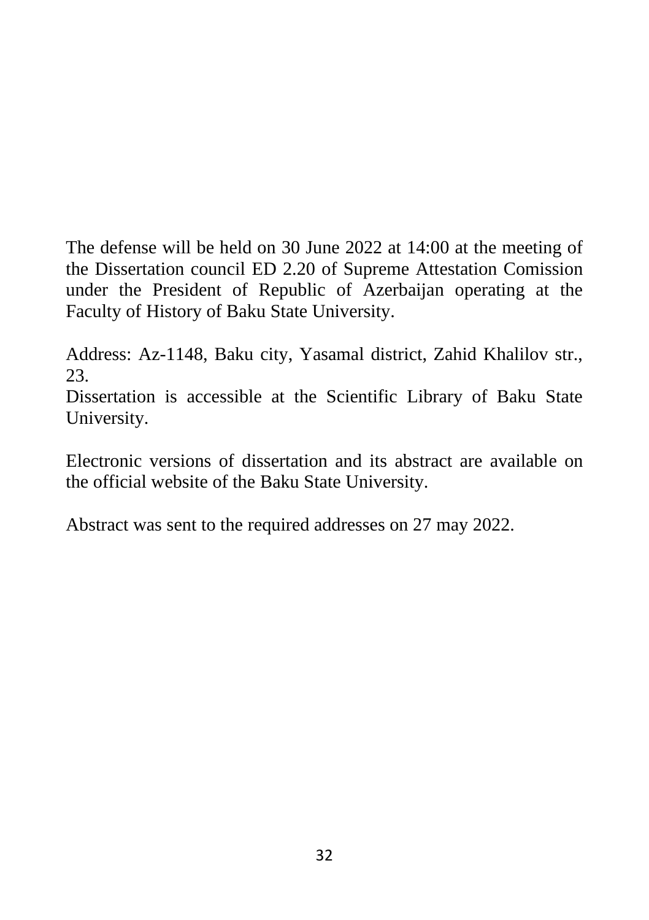The defense will be held on 30 June 2022 at 14:00 at the meeting of the Dissertation council ED 2.20 of Supreme Attestation Comission under the President of Republic of Azerbaijan operating at the Faculty of History of Baku State University.

Address: Az-1148, Baku city, Yasamal district, Zahid Khalilov str., 23.
Dissertation is accessible at the Scientific Library of Baku State University.

Electronic versions of dissertation and its abstract are available on the official website of the Baku State University.

Abstract was sent to the required addresses on 27 may 2022.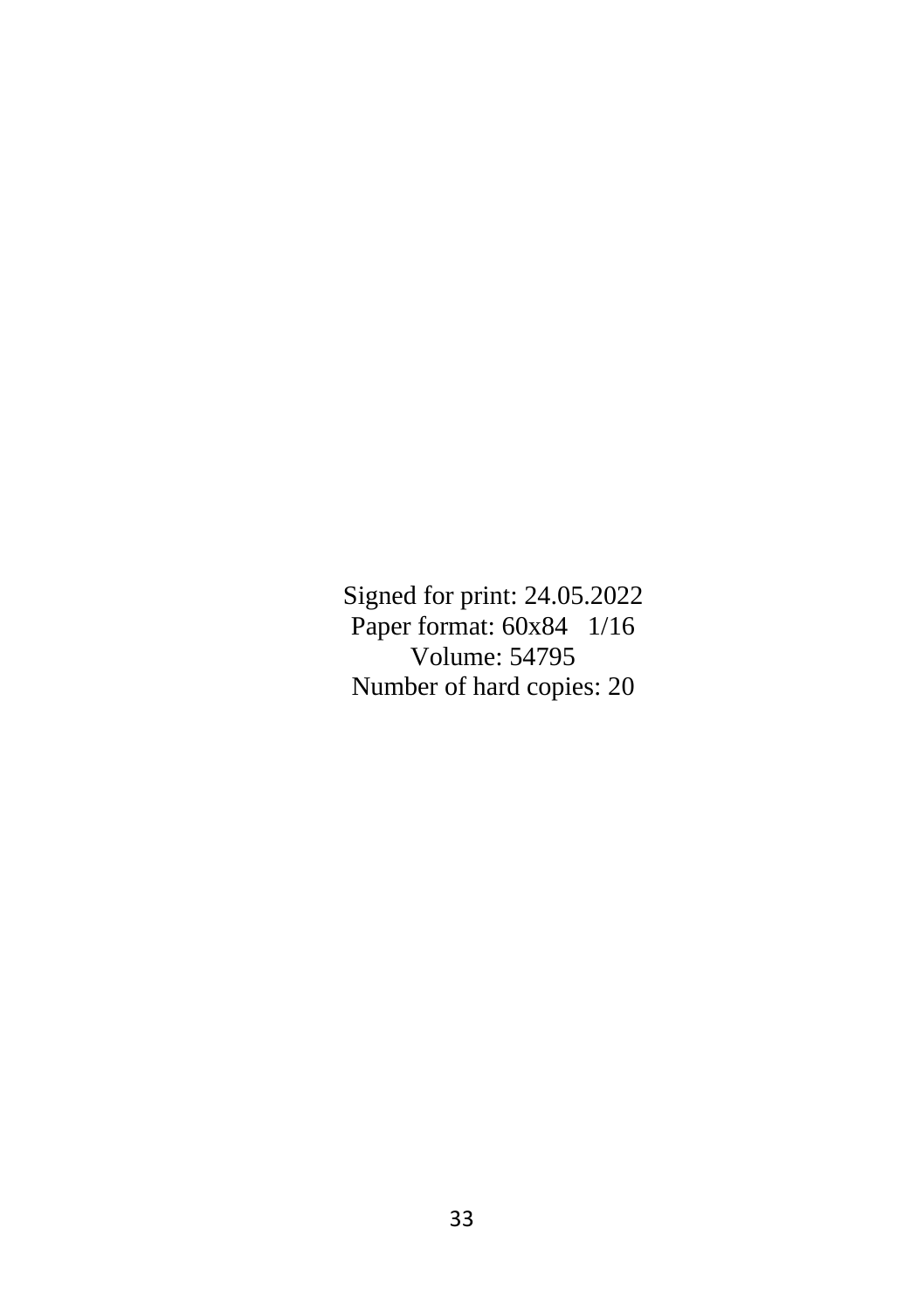Signed for print: 24.05.2022
Paper format: 60x84   1/16
Volume: 54795
Number of hard copies: 20